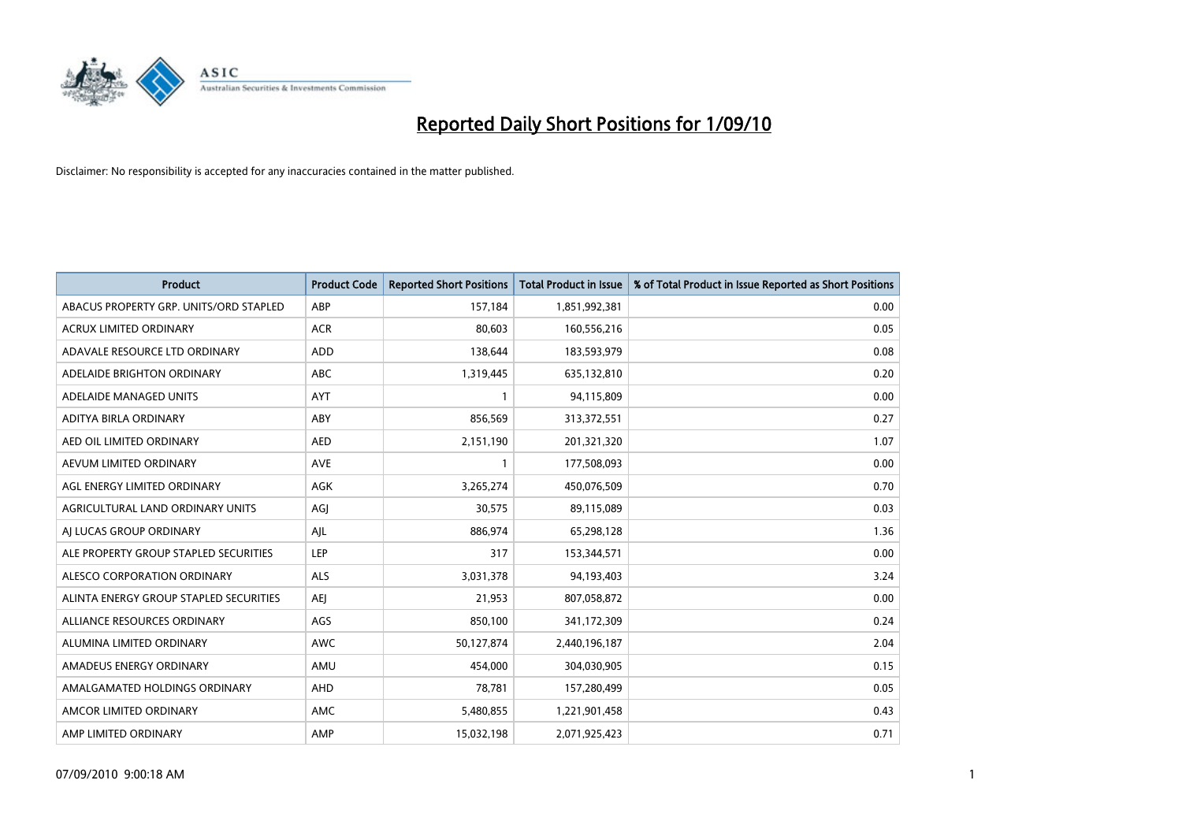# Reported Daily Short Positions for 1/09/10

Disclaimer: No responsibility is accepted for any inaccuracies contained in the matter published.

| Product | Product Code | Reported Short Positions | Total Product in Issue | % of Total Product in Issue Reported as Short Positions |
|---|---|---|---|---|
| ABACUS PROPERTY GRP. UNITS/ORD STAPLED | ABP | 157,184 | 1,851,992,381 | 0.00 |
| ACRUX LIMITED ORDINARY | ACR | 80,603 | 160,556,216 | 0.05 |
| ADAVALE RESOURCE LTD ORDINARY | ADD | 138,644 | 183,593,979 | 0.08 |
| ADELAIDE BRIGHTON ORDINARY | ABC | 1,319,445 | 635,132,810 | 0.20 |
| ADELAIDE MANAGED UNITS | AYT | 1 | 94,115,809 | 0.00 |
| ADITYA BIRLA ORDINARY | ABY | 856,569 | 313,372,551 | 0.27 |
| AED OIL LIMITED ORDINARY | AED | 2,151,190 | 201,321,320 | 1.07 |
| AEVUM LIMITED ORDINARY | AVE | 1 | 177,508,093 | 0.00 |
| AGL ENERGY LIMITED ORDINARY | AGK | 3,265,274 | 450,076,509 | 0.70 |
| AGRICULTURAL LAND ORDINARY UNITS | AGJ | 30,575 | 89,115,089 | 0.03 |
| AJ LUCAS GROUP ORDINARY | AJL | 886,974 | 65,298,128 | 1.36 |
| ALE PROPERTY GROUP STAPLED SECURITIES | LEP | 317 | 153,344,571 | 0.00 |
| ALESCO CORPORATION ORDINARY | ALS | 3,031,378 | 94,193,403 | 3.24 |
| ALINTA ENERGY GROUP STAPLED SECURITIES | AEJ | 21,953 | 807,058,872 | 0.00 |
| ALLIANCE RESOURCES ORDINARY | AGS | 850,100 | 341,172,309 | 0.24 |
| ALUMINA LIMITED ORDINARY | AWC | 50,127,874 | 2,440,196,187 | 2.04 |
| AMADEUS ENERGY ORDINARY | AMU | 454,000 | 304,030,905 | 0.15 |
| AMALGAMATED HOLDINGS ORDINARY | AHD | 78,781 | 157,280,499 | 0.05 |
| AMCOR LIMITED ORDINARY | AMC | 5,480,855 | 1,221,901,458 | 0.43 |
| AMP LIMITED ORDINARY | AMP | 15,032,198 | 2,071,925,423 | 0.71 |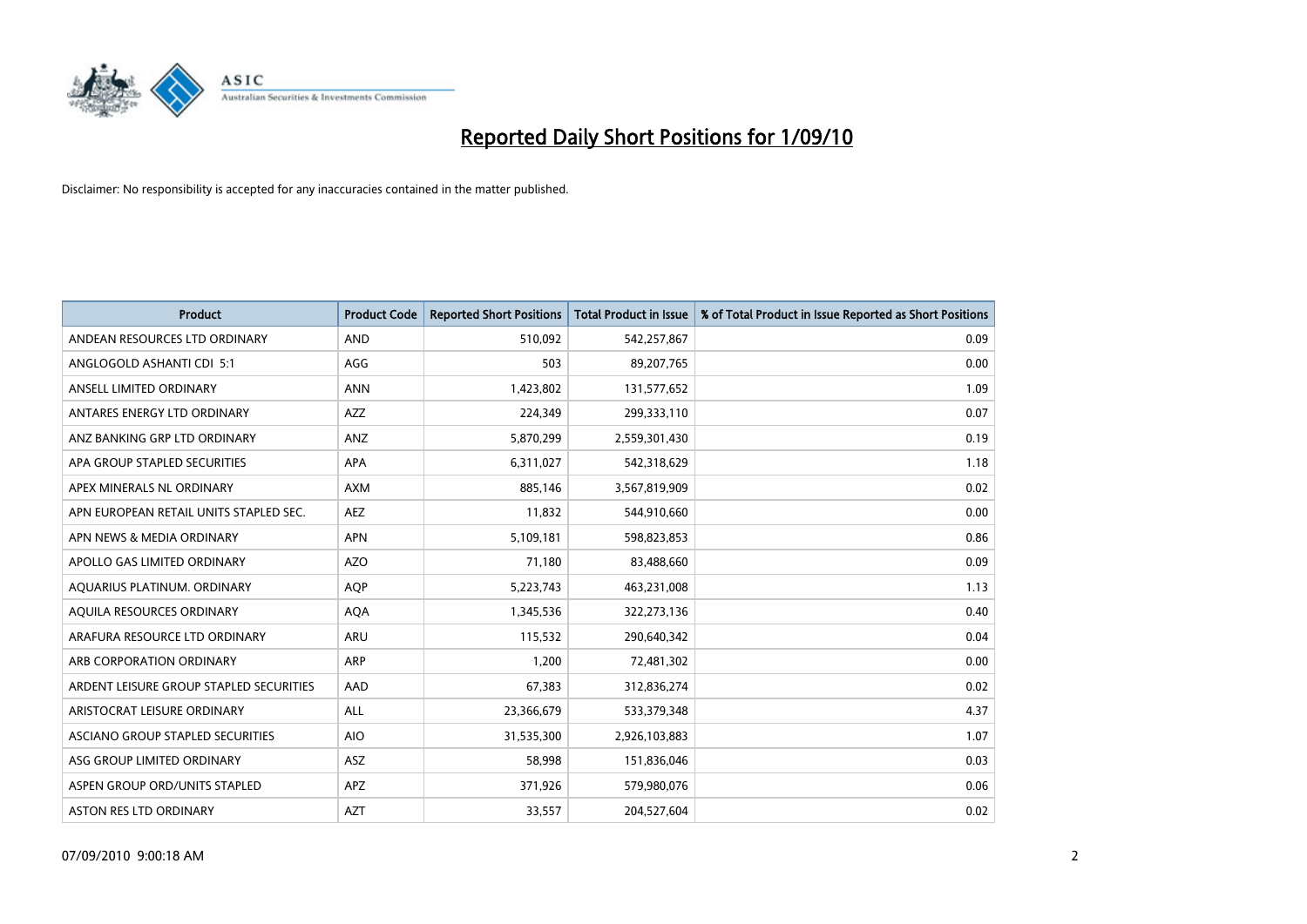# Reported Daily Short Positions for 1/09/10

Disclaimer: No responsibility is accepted for any inaccuracies contained in the matter published.

| Product | Product Code | Reported Short Positions | Total Product in Issue | % of Total Product in Issue Reported as Short Positions |
|---|---|---|---|---|
| ANDEAN RESOURCES LTD ORDINARY | AND | 510,092 | 542,257,867 | 0.09 |
| ANGLOGOLD ASHANTI CDI 5:1 | AGG | 503 | 89,207,765 | 0.00 |
| ANSELL LIMITED ORDINARY | ANN | 1,423,802 | 131,577,652 | 1.09 |
| ANTARES ENERGY LTD ORDINARY | AZZ | 224,349 | 299,333,110 | 0.07 |
| ANZ BANKING GRP LTD ORDINARY | ANZ | 5,870,299 | 2,559,301,430 | 0.19 |
| APA GROUP STAPLED SECURITIES | APA | 6,311,027 | 542,318,629 | 1.18 |
| APEX MINERALS NL ORDINARY | AXM | 885,146 | 3,567,819,909 | 0.02 |
| APN EUROPEAN RETAIL UNITS STAPLED SEC. | AEZ | 11,832 | 544,910,660 | 0.00 |
| APN NEWS & MEDIA ORDINARY | APN | 5,109,181 | 598,823,853 | 0.86 |
| APOLLO GAS LIMITED ORDINARY | AZO | 71,180 | 83,488,660 | 0.09 |
| AQUARIUS PLATINUM. ORDINARY | AQP | 5,223,743 | 463,231,008 | 1.13 |
| AQUILA RESOURCES ORDINARY | AQA | 1,345,536 | 322,273,136 | 0.40 |
| ARAFURA RESOURCE LTD ORDINARY | ARU | 115,532 | 290,640,342 | 0.04 |
| ARB CORPORATION ORDINARY | ARP | 1,200 | 72,481,302 | 0.00 |
| ARDENT LEISURE GROUP STAPLED SECURITIES | AAD | 67,383 | 312,836,274 | 0.02 |
| ARISTOCRAT LEISURE ORDINARY | ALL | 23,366,679 | 533,379,348 | 4.37 |
| ASCIANO GROUP STAPLED SECURITIES | AIO | 31,535,300 | 2,926,103,883 | 1.07 |
| ASG GROUP LIMITED ORDINARY | ASZ | 58,998 | 151,836,046 | 0.03 |
| ASPEN GROUP ORD/UNITS STAPLED | APZ | 371,926 | 579,980,076 | 0.06 |
| ASTON RES LTD ORDINARY | AZT | 33,557 | 204,527,604 | 0.02 |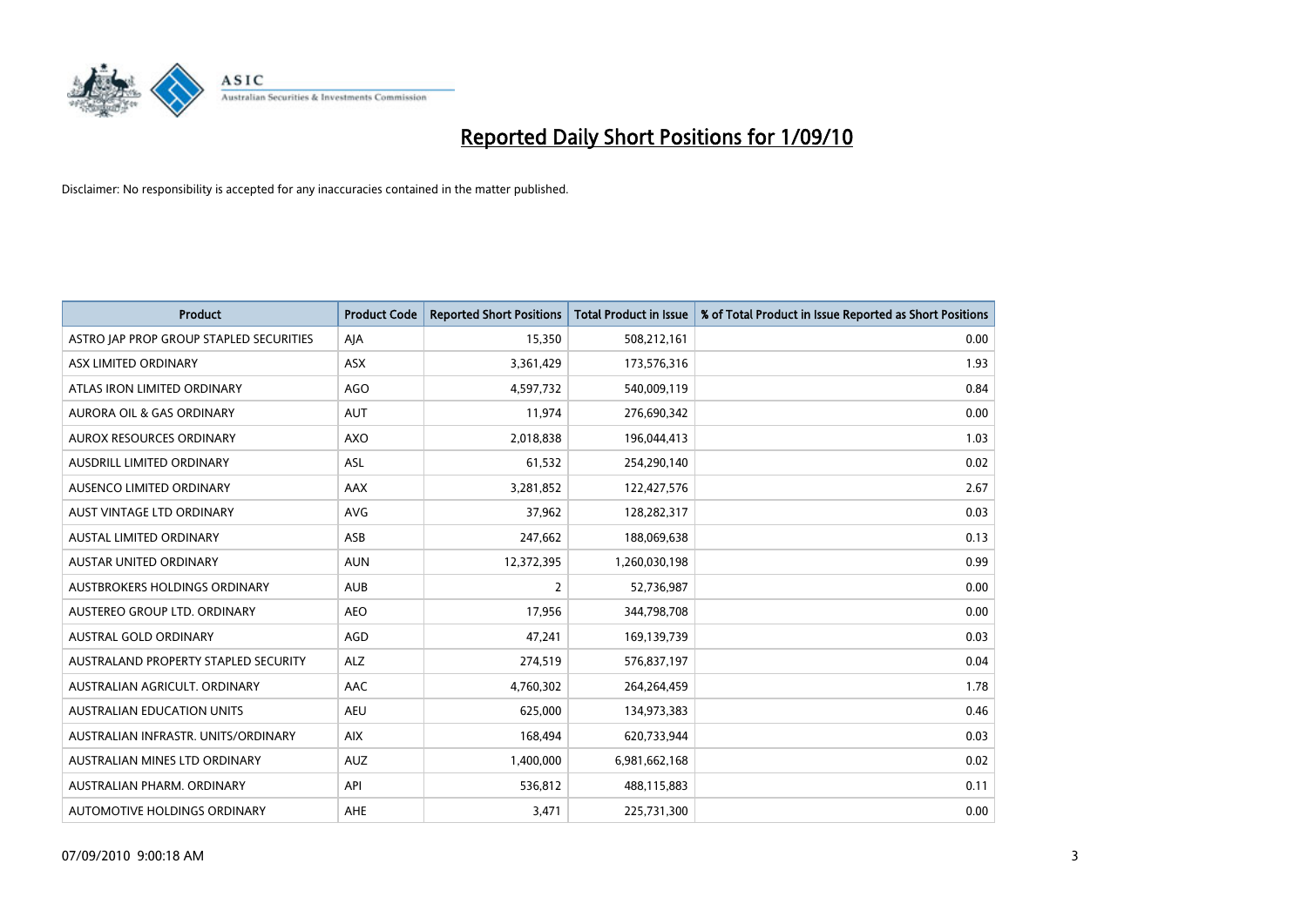# Reported Daily Short Positions for 1/09/10

Disclaimer: No responsibility is accepted for any inaccuracies contained in the matter published.

| Product | Product Code | Reported Short Positions | Total Product in Issue | % of Total Product in Issue Reported as Short Positions |
|---|---|---|---|---|
| ASTRO JAP PROP GROUP STAPLED SECURITIES | AJA | 15,350 | 508,212,161 | 0.00 |
| ASX LIMITED ORDINARY | ASX | 3,361,429 | 173,576,316 | 1.93 |
| ATLAS IRON LIMITED ORDINARY | AGO | 4,597,732 | 540,009,119 | 0.84 |
| AURORA OIL & GAS ORDINARY | AUT | 11,974 | 276,690,342 | 0.00 |
| AUROX RESOURCES ORDINARY | AXO | 2,018,838 | 196,044,413 | 1.03 |
| AUSDRILL LIMITED ORDINARY | ASL | 61,532 | 254,290,140 | 0.02 |
| AUSENCO LIMITED ORDINARY | AAX | 3,281,852 | 122,427,576 | 2.67 |
| AUST VINTAGE LTD ORDINARY | AVG | 37,962 | 128,282,317 | 0.03 |
| AUSTAL LIMITED ORDINARY | ASB | 247,662 | 188,069,638 | 0.13 |
| AUSTAR UNITED ORDINARY | AUN | 12,372,395 | 1,260,030,198 | 0.99 |
| AUSTBROKERS HOLDINGS ORDINARY | AUB | 2 | 52,736,987 | 0.00 |
| AUSTEREO GROUP LTD. ORDINARY | AEO | 17,956 | 344,798,708 | 0.00 |
| AUSTRAL GOLD ORDINARY | AGD | 47,241 | 169,139,739 | 0.03 |
| AUSTRALAND PROPERTY STAPLED SECURITY | ALZ | 274,519 | 576,837,197 | 0.04 |
| AUSTRALIAN AGRICULT. ORDINARY | AAC | 4,760,302 | 264,264,459 | 1.78 |
| AUSTRALIAN EDUCATION UNITS | AEU | 625,000 | 134,973,383 | 0.46 |
| AUSTRALIAN INFRASTR. UNITS/ORDINARY | AIX | 168,494 | 620,733,944 | 0.03 |
| AUSTRALIAN MINES LTD ORDINARY | AUZ | 1,400,000 | 6,981,662,168 | 0.02 |
| AUSTRALIAN PHARM. ORDINARY | API | 536,812 | 488,115,883 | 0.11 |
| AUTOMOTIVE HOLDINGS ORDINARY | AHE | 3,471 | 225,731,300 | 0.00 |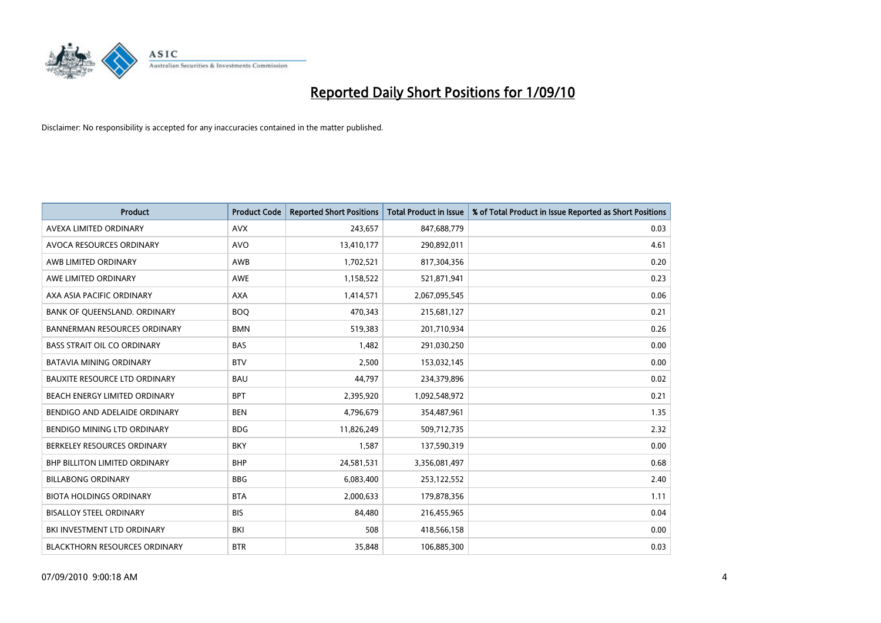# Reported Daily Short Positions for 1/09/10

Disclaimer: No responsibility is accepted for any inaccuracies contained in the matter published.

| Product | Product Code | Reported Short Positions | Total Product in Issue | % of Total Product in Issue Reported as Short Positions |
|---|---|---|---|---|
| AVEXA LIMITED ORDINARY | AVX | 243,657 | 847,688,779 | 0.03 |
| AVOCA RESOURCES ORDINARY | AVO | 13,410,177 | 290,892,011 | 4.61 |
| AWB LIMITED ORDINARY | AWB | 1,702,521 | 817,304,356 | 0.20 |
| AWE LIMITED ORDINARY | AWE | 1,158,522 | 521,871,941 | 0.23 |
| AXA ASIA PACIFIC ORDINARY | AXA | 1,414,571 | 2,067,095,545 | 0.06 |
| BANK OF QUEENSLAND. ORDINARY | BOQ | 470,343 | 215,681,127 | 0.21 |
| BANNERMAN RESOURCES ORDINARY | BMN | 519,383 | 201,710,934 | 0.26 |
| BASS STRAIT OIL CO ORDINARY | BAS | 1,482 | 291,030,250 | 0.00 |
| BATAVIA MINING ORDINARY | BTV | 2,500 | 153,032,145 | 0.00 |
| BAUXITE RESOURCE LTD ORDINARY | BAU | 44,797 | 234,379,896 | 0.02 |
| BEACH ENERGY LIMITED ORDINARY | BPT | 2,395,920 | 1,092,548,972 | 0.21 |
| BENDIGO AND ADELAIDE ORDINARY | BEN | 4,796,679 | 354,487,961 | 1.35 |
| BENDIGO MINING LTD ORDINARY | BDG | 11,826,249 | 509,712,735 | 2.32 |
| BERKELEY RESOURCES ORDINARY | BKY | 1,587 | 137,590,319 | 0.00 |
| BHP BILLITON LIMITED ORDINARY | BHP | 24,581,531 | 3,356,081,497 | 0.68 |
| BILLABONG ORDINARY | BBG | 6,083,400 | 253,122,552 | 2.40 |
| BIOTA HOLDINGS ORDINARY | BTA | 2,000,633 | 179,878,356 | 1.11 |
| BISALLOY STEEL ORDINARY | BIS | 84,480 | 216,455,965 | 0.04 |
| BKI INVESTMENT LTD ORDINARY | BKI | 508 | 418,566,158 | 0.00 |
| BLACKTHORN RESOURCES ORDINARY | BTR | 35,848 | 106,885,300 | 0.03 |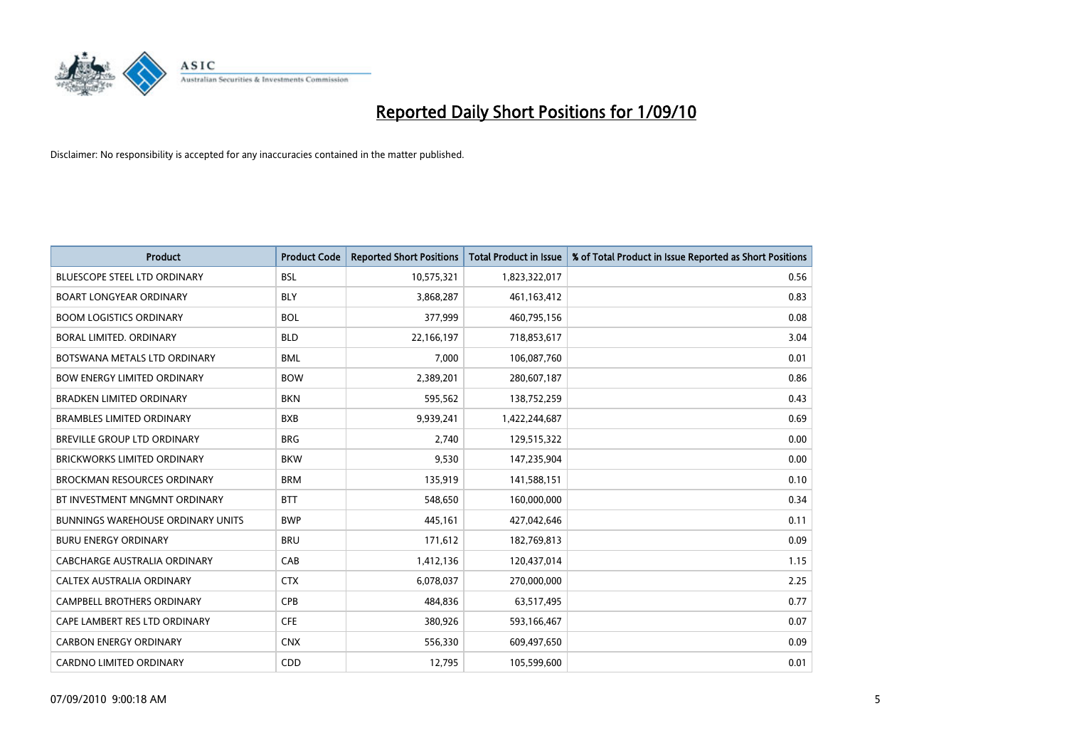# Reported Daily Short Positions for 1/09/10

Disclaimer: No responsibility is accepted for any inaccuracies contained in the matter published.

| Product | Product Code | Reported Short Positions | Total Product in Issue | % of Total Product in Issue Reported as Short Positions |
|---|---|---|---|---|
| BLUESCOPE STEEL LTD ORDINARY | BSL | 10,575,321 | 1,823,322,017 | 0.56 |
| BOART LONGYEAR ORDINARY | BLY | 3,868,287 | 461,163,412 | 0.83 |
| BOOM LOGISTICS ORDINARY | BOL | 377,999 | 460,795,156 | 0.08 |
| BORAL LIMITED. ORDINARY | BLD | 22,166,197 | 718,853,617 | 3.04 |
| BOTSWANA METALS LTD ORDINARY | BML | 7,000 | 106,087,760 | 0.01 |
| BOW ENERGY LIMITED ORDINARY | BOW | 2,389,201 | 280,607,187 | 0.86 |
| BRADKEN LIMITED ORDINARY | BKN | 595,562 | 138,752,259 | 0.43 |
| BRAMBLES LIMITED ORDINARY | BXB | 9,939,241 | 1,422,244,687 | 0.69 |
| BREVILLE GROUP LTD ORDINARY | BRG | 2,740 | 129,515,322 | 0.00 |
| BRICKWORKS LIMITED ORDINARY | BKW | 9,530 | 147,235,904 | 0.00 |
| BROCKMAN RESOURCES ORDINARY | BRM | 135,919 | 141,588,151 | 0.10 |
| BT INVESTMENT MNGMNT ORDINARY | BTT | 548,650 | 160,000,000 | 0.34 |
| BUNNINGS WAREHOUSE ORDINARY UNITS | BWP | 445,161 | 427,042,646 | 0.11 |
| BURU ENERGY ORDINARY | BRU | 171,612 | 182,769,813 | 0.09 |
| CABCHARGE AUSTRALIA ORDINARY | CAB | 1,412,136 | 120,437,014 | 1.15 |
| CALTEX AUSTRALIA ORDINARY | CTX | 6,078,037 | 270,000,000 | 2.25 |
| CAMPBELL BROTHERS ORDINARY | CPB | 484,836 | 63,517,495 | 0.77 |
| CAPE LAMBERT RES LTD ORDINARY | CFE | 380,926 | 593,166,467 | 0.07 |
| CARBON ENERGY ORDINARY | CNX | 556,330 | 609,497,650 | 0.09 |
| CARDNO LIMITED ORDINARY | CDD | 12,795 | 105,599,600 | 0.01 |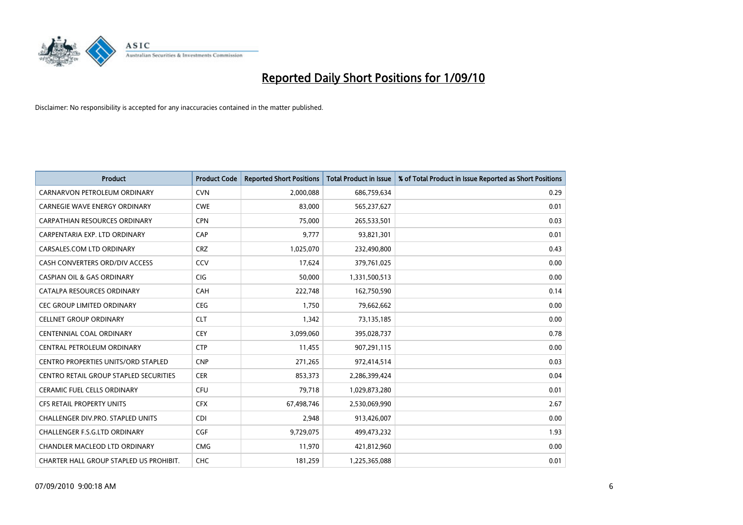# Reported Daily Short Positions for 1/09/10

Disclaimer: No responsibility is accepted for any inaccuracies contained in the matter published.

| Product | Product Code | Reported Short Positions | Total Product in Issue | % of Total Product in Issue Reported as Short Positions |
|---|---|---|---|---|
| CARNARVON PETROLEUM ORDINARY | CVN | 2,000,088 | 686,759,634 | 0.29 |
| CARNEGIE WAVE ENERGY ORDINARY | CWE | 83,000 | 565,237,627 | 0.01 |
| CARPATHIAN RESOURCES ORDINARY | CPN | 75,000 | 265,533,501 | 0.03 |
| CARPENTARIA EXP. LTD ORDINARY | CAP | 9,777 | 93,821,301 | 0.01 |
| CARSALES.COM LTD ORDINARY | CRZ | 1,025,070 | 232,490,800 | 0.43 |
| CASH CONVERTERS ORD/DIV ACCESS | CCV | 17,624 | 379,761,025 | 0.00 |
| CASPIAN OIL & GAS ORDINARY | CIG | 50,000 | 1,331,500,513 | 0.00 |
| CATALPA RESOURCES ORDINARY | CAH | 222,748 | 162,750,590 | 0.14 |
| CEC GROUP LIMITED ORDINARY | CEG | 1,750 | 79,662,662 | 0.00 |
| CELLNET GROUP ORDINARY | CLT | 1,342 | 73,135,185 | 0.00 |
| CENTENNIAL COAL ORDINARY | CEY | 3,099,060 | 395,028,737 | 0.78 |
| CENTRAL PETROLEUM ORDINARY | CTP | 11,455 | 907,291,115 | 0.00 |
| CENTRO PROPERTIES UNITS/ORD STAPLED | CNP | 271,265 | 972,414,514 | 0.03 |
| CENTRO RETAIL GROUP STAPLED SECURITIES | CER | 853,373 | 2,286,399,424 | 0.04 |
| CERAMIC FUEL CELLS ORDINARY | CFU | 79,718 | 1,029,873,280 | 0.01 |
| CFS RETAIL PROPERTY UNITS | CFX | 67,498,746 | 2,530,069,990 | 2.67 |
| CHALLENGER DIV.PRO. STAPLED UNITS | CDI | 2,948 | 913,426,007 | 0.00 |
| CHALLENGER F.S.G.LTD ORDINARY | CGF | 9,729,075 | 499,473,232 | 1.93 |
| CHANDLER MACLEOD LTD ORDINARY | CMG | 11,970 | 421,812,960 | 0.00 |
| CHARTER HALL GROUP STAPLED US PROHIBIT. | CHC | 181,259 | 1,225,365,088 | 0.01 |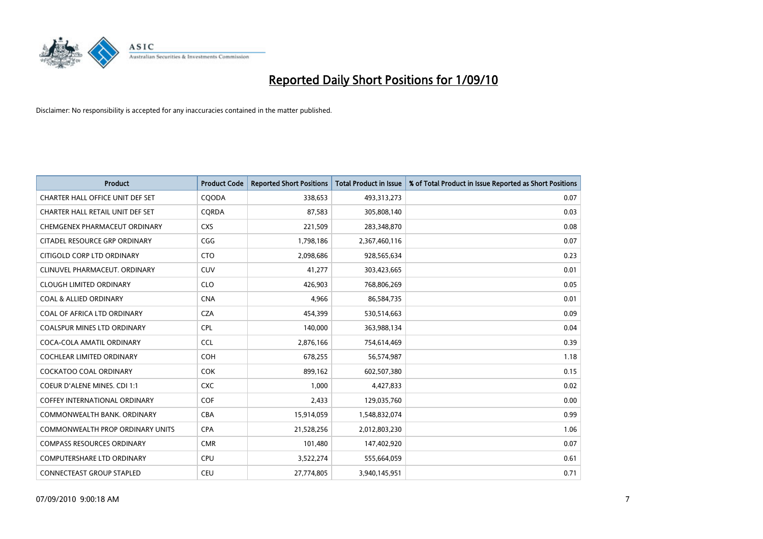# Reported Daily Short Positions for 1/09/10

Disclaimer: No responsibility is accepted for any inaccuracies contained in the matter published.

| Product | Product Code | Reported Short Positions | Total Product in Issue | % of Total Product in Issue Reported as Short Positions |
|---|---|---|---|---|
| CHARTER HALL OFFICE UNIT DEF SET | CQODA | 338,653 | 493,313,273 | 0.07 |
| CHARTER HALL RETAIL UNIT DEF SET | CQRDA | 87,583 | 305,808,140 | 0.03 |
| CHEMGENEX PHARMACEUT ORDINARY | CXS | 221,509 | 283,348,870 | 0.08 |
| CITADEL RESOURCE GRP ORDINARY | CGG | 1,798,186 | 2,367,460,116 | 0.07 |
| CITIGOLD CORP LTD ORDINARY | CTO | 2,098,686 | 928,565,634 | 0.23 |
| CLINUVEL PHARMACEUT. ORDINARY | CUV | 41,277 | 303,423,665 | 0.01 |
| CLOUGH LIMITED ORDINARY | CLO | 426,903 | 768,806,269 | 0.05 |
| COAL & ALLIED ORDINARY | CNA | 4,966 | 86,584,735 | 0.01 |
| COAL OF AFRICA LTD ORDINARY | CZA | 454,399 | 530,514,663 | 0.09 |
| COALSPUR MINES LTD ORDINARY | CPL | 140,000 | 363,988,134 | 0.04 |
| COCA-COLA AMATIL ORDINARY | CCL | 2,876,166 | 754,614,469 | 0.39 |
| COCHLEAR LIMITED ORDINARY | COH | 678,255 | 56,574,987 | 1.18 |
| COCKATOO COAL ORDINARY | COK | 899,162 | 602,507,380 | 0.15 |
| COEUR D'ALENE MINES. CDI 1:1 | CXC | 1,000 | 4,427,833 | 0.02 |
| COFFEY INTERNATIONAL ORDINARY | COF | 2,433 | 129,035,760 | 0.00 |
| COMMONWEALTH BANK. ORDINARY | CBA | 15,914,059 | 1,548,832,074 | 0.99 |
| COMMONWEALTH PROP ORDINARY UNITS | CPA | 21,528,256 | 2,012,803,230 | 1.06 |
| COMPASS RESOURCES ORDINARY | CMR | 101,480 | 147,402,920 | 0.07 |
| COMPUTERSHARE LTD ORDINARY | CPU | 3,522,274 | 555,664,059 | 0.61 |
| CONNECTEAST GROUP STAPLED | CEU | 27,774,805 | 3,940,145,951 | 0.71 |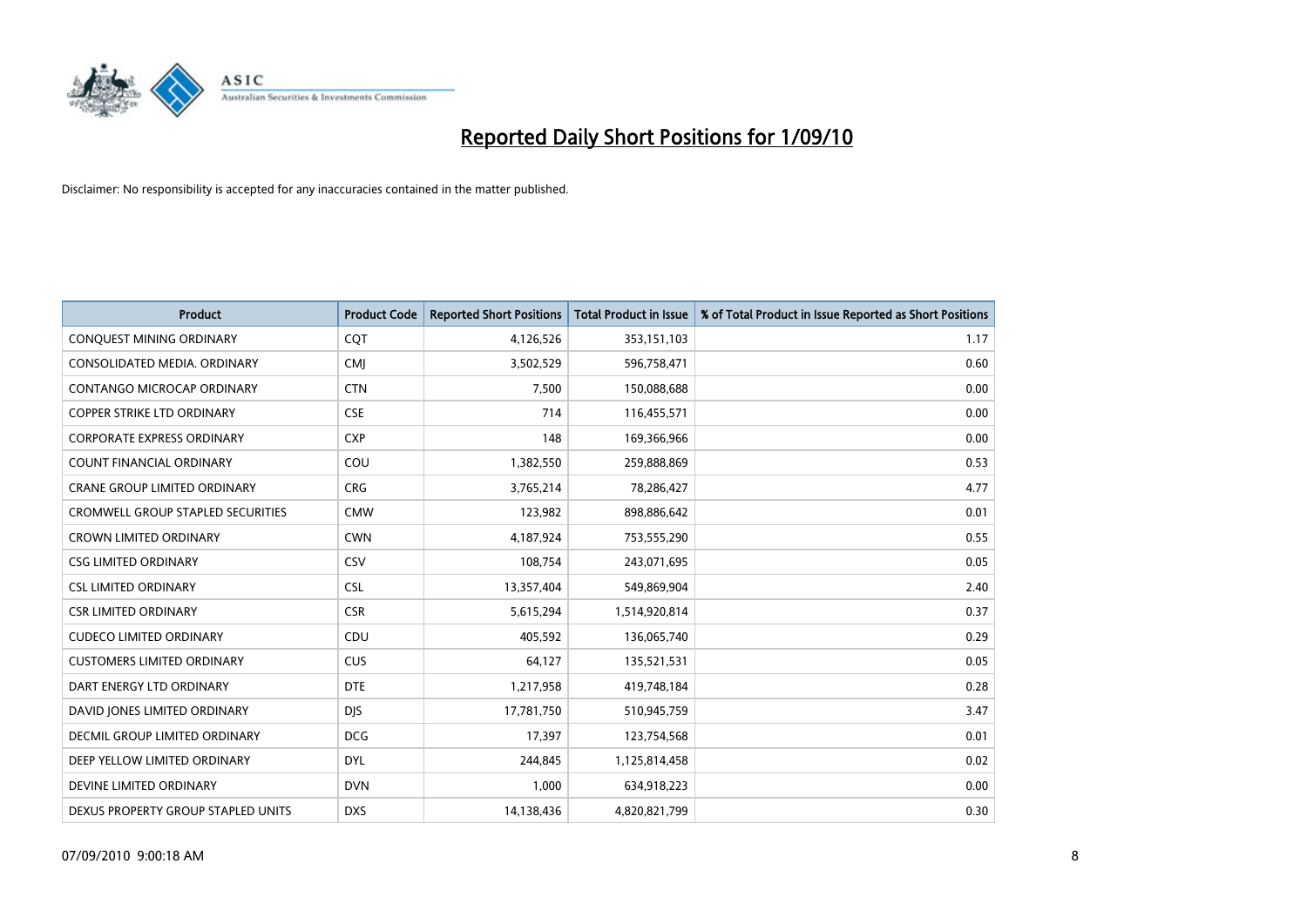# Reported Daily Short Positions for 1/09/10

Disclaimer: No responsibility is accepted for any inaccuracies contained in the matter published.

| Product | Product Code | Reported Short Positions | Total Product in Issue | % of Total Product in Issue Reported as Short Positions |
|---|---|---|---|---|
| CONQUEST MINING ORDINARY | CQT | 4,126,526 | 353,151,103 | 1.17 |
| CONSOLIDATED MEDIA. ORDINARY | CMJ | 3,502,529 | 596,758,471 | 0.60 |
| CONTANGO MICROCAP ORDINARY | CTN | 7,500 | 150,088,688 | 0.00 |
| COPPER STRIKE LTD ORDINARY | CSE | 714 | 116,455,571 | 0.00 |
| CORPORATE EXPRESS ORDINARY | CXP | 148 | 169,366,966 | 0.00 |
| COUNT FINANCIAL ORDINARY | COU | 1,382,550 | 259,888,869 | 0.53 |
| CRANE GROUP LIMITED ORDINARY | CRG | 3,765,214 | 78,286,427 | 4.77 |
| CROMWELL GROUP STAPLED SECURITIES | CMW | 123,982 | 898,886,642 | 0.01 |
| CROWN LIMITED ORDINARY | CWN | 4,187,924 | 753,555,290 | 0.55 |
| CSG LIMITED ORDINARY | CSV | 108,754 | 243,071,695 | 0.05 |
| CSL LIMITED ORDINARY | CSL | 13,357,404 | 549,869,904 | 2.40 |
| CSR LIMITED ORDINARY | CSR | 5,615,294 | 1,514,920,814 | 0.37 |
| CUDECO LIMITED ORDINARY | CDU | 405,592 | 136,065,740 | 0.29 |
| CUSTOMERS LIMITED ORDINARY | CUS | 64,127 | 135,521,531 | 0.05 |
| DART ENERGY LTD ORDINARY | DTE | 1,217,958 | 419,748,184 | 0.28 |
| DAVID JONES LIMITED ORDINARY | DJS | 17,781,750 | 510,945,759 | 3.47 |
| DECMIL GROUP LIMITED ORDINARY | DCG | 17,397 | 123,754,568 | 0.01 |
| DEEP YELLOW LIMITED ORDINARY | DYL | 244,845 | 1,125,814,458 | 0.02 |
| DEVINE LIMITED ORDINARY | DVN | 1,000 | 634,918,223 | 0.00 |
| DEXUS PROPERTY GROUP STAPLED UNITS | DXS | 14,138,436 | 4,820,821,799 | 0.30 |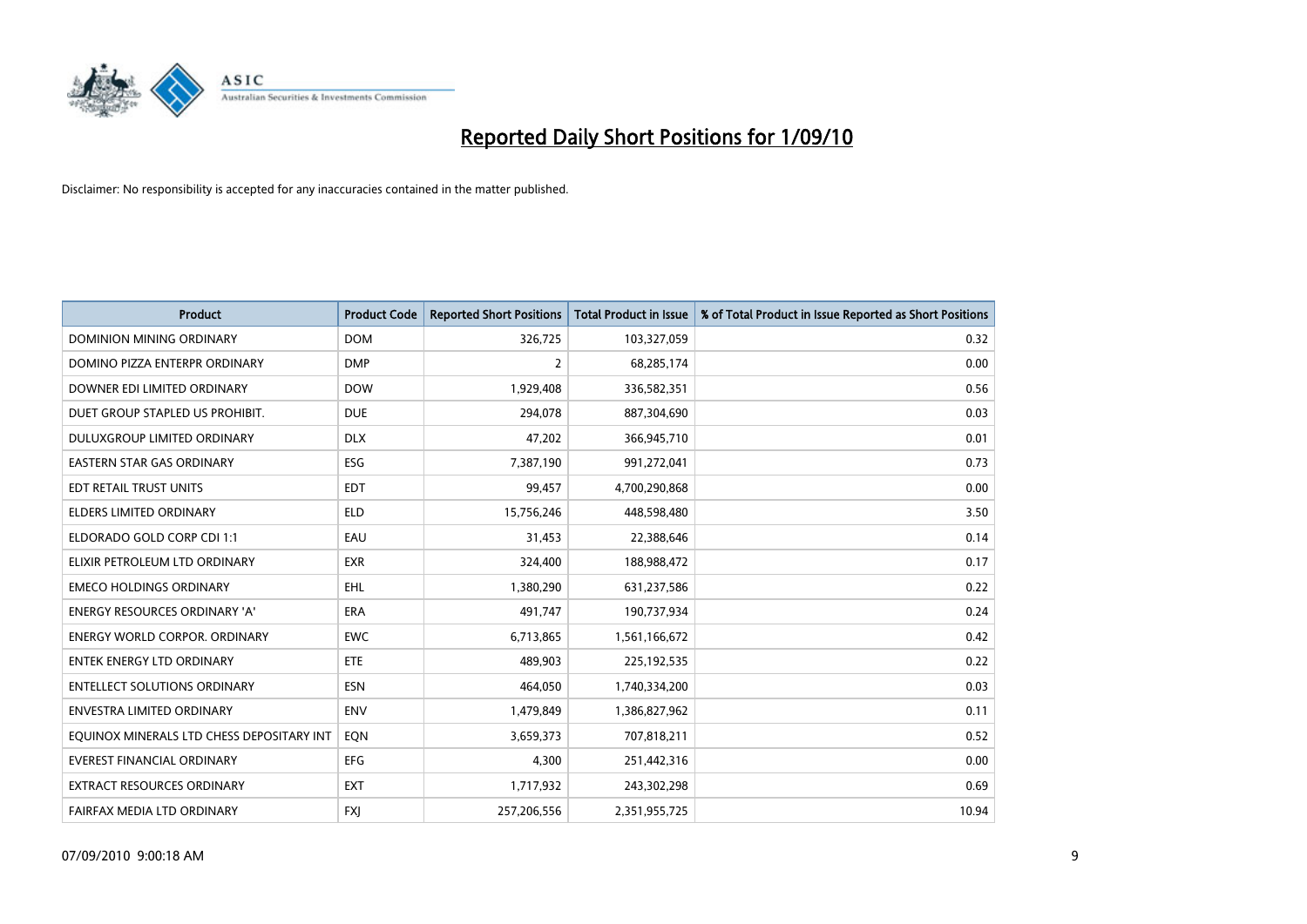# Reported Daily Short Positions for 1/09/10

Disclaimer: No responsibility is accepted for any inaccuracies contained in the matter published.

| Product | Product Code | Reported Short Positions | Total Product in Issue | % of Total Product in Issue Reported as Short Positions |
|---|---|---|---|---|
| DOMINION MINING ORDINARY | DOM | 326,725 | 103,327,059 | 0.32 |
| DOMINO PIZZA ENTERPR ORDINARY | DMP | 2 | 68,285,174 | 0.00 |
| DOWNER EDI LIMITED ORDINARY | DOW | 1,929,408 | 336,582,351 | 0.56 |
| DUET GROUP STAPLED US PROHIBIT. | DUE | 294,078 | 887,304,690 | 0.03 |
| DULUXGROUP LIMITED ORDINARY | DLX | 47,202 | 366,945,710 | 0.01 |
| EASTERN STAR GAS ORDINARY | ESG | 7,387,190 | 991,272,041 | 0.73 |
| EDT RETAIL TRUST UNITS | EDT | 99,457 | 4,700,290,868 | 0.00 |
| ELDERS LIMITED ORDINARY | ELD | 15,756,246 | 448,598,480 | 3.50 |
| ELDORADO GOLD CORP CDI 1:1 | EAU | 31,453 | 22,388,646 | 0.14 |
| ELIXIR PETROLEUM LTD ORDINARY | EXR | 324,400 | 188,988,472 | 0.17 |
| EMECO HOLDINGS ORDINARY | EHL | 1,380,290 | 631,237,586 | 0.22 |
| ENERGY RESOURCES ORDINARY 'A' | ERA | 491,747 | 190,737,934 | 0.24 |
| ENERGY WORLD CORPOR. ORDINARY | EWC | 6,713,865 | 1,561,166,672 | 0.42 |
| ENTEK ENERGY LTD ORDINARY | ETE | 489,903 | 225,192,535 | 0.22 |
| ENTELLECT SOLUTIONS ORDINARY | ESN | 464,050 | 1,740,334,200 | 0.03 |
| ENVESTRA LIMITED ORDINARY | ENV | 1,479,849 | 1,386,827,962 | 0.11 |
| EQUINOX MINERALS LTD CHESS DEPOSITARY INT | EQN | 3,659,373 | 707,818,211 | 0.52 |
| EVEREST FINANCIAL ORDINARY | EFG | 4,300 | 251,442,316 | 0.00 |
| EXTRACT RESOURCES ORDINARY | EXT | 1,717,932 | 243,302,298 | 0.69 |
| FAIRFAX MEDIA LTD ORDINARY | FXJ | 257,206,556 | 2,351,955,725 | 10.94 |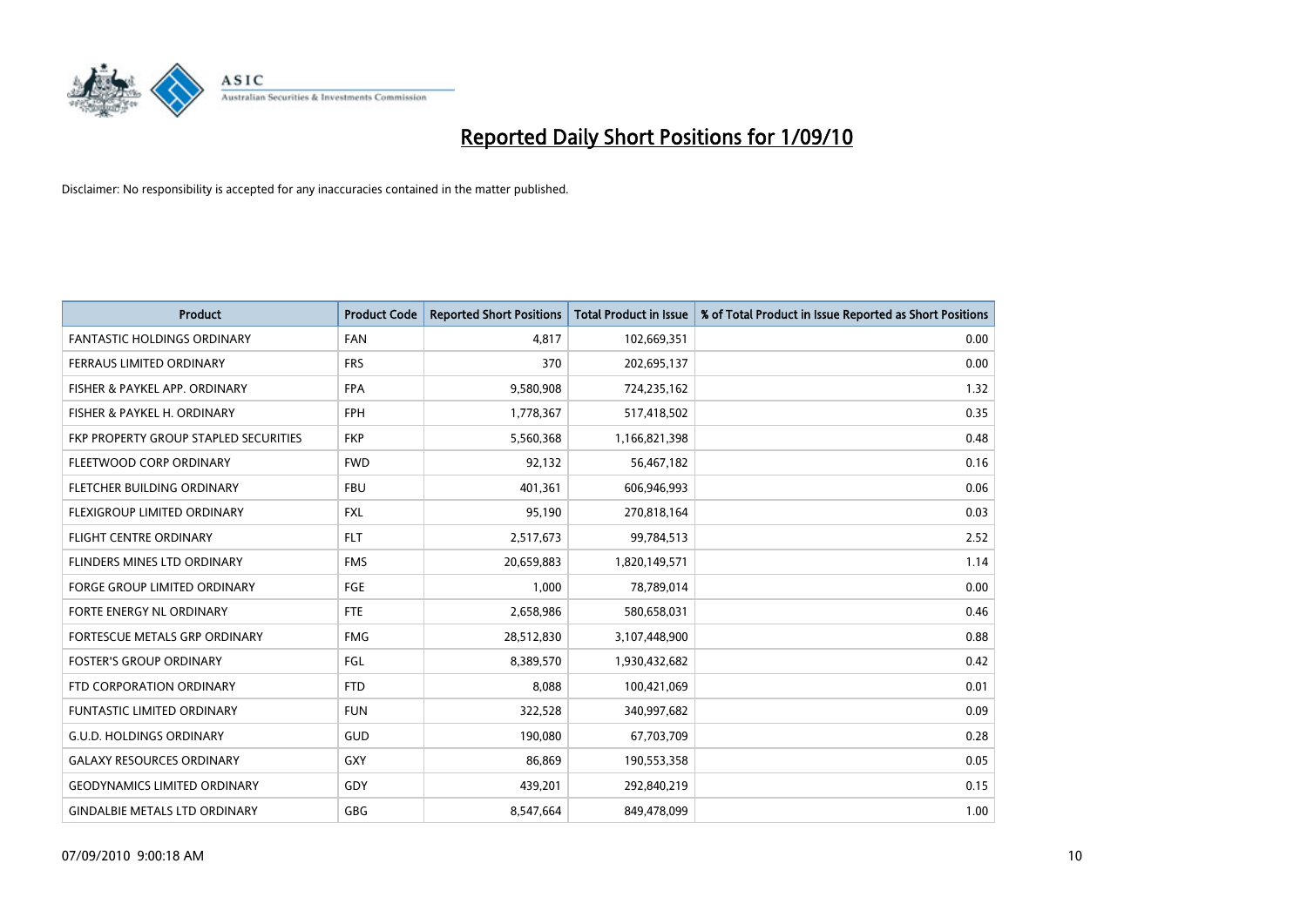# Reported Daily Short Positions for 1/09/10

Disclaimer: No responsibility is accepted for any inaccuracies contained in the matter published.

| Product | Product Code | Reported Short Positions | Total Product in Issue | % of Total Product in Issue Reported as Short Positions |
|---|---|---|---|---|
| FANTASTIC HOLDINGS ORDINARY | FAN | 4,817 | 102,669,351 | 0.00 |
| FERRAUS LIMITED ORDINARY | FRS | 370 | 202,695,137 | 0.00 |
| FISHER & PAYKEL APP. ORDINARY | FPA | 9,580,908 | 724,235,162 | 1.32 |
| FISHER & PAYKEL H. ORDINARY | FPH | 1,778,367 | 517,418,502 | 0.35 |
| FKP PROPERTY GROUP STAPLED SECURITIES | FKP | 5,560,368 | 1,166,821,398 | 0.48 |
| FLEETWOOD CORP ORDINARY | FWD | 92,132 | 56,467,182 | 0.16 |
| FLETCHER BUILDING ORDINARY | FBU | 401,361 | 606,946,993 | 0.06 |
| FLEXIGROUP LIMITED ORDINARY | FXL | 95,190 | 270,818,164 | 0.03 |
| FLIGHT CENTRE ORDINARY | FLT | 2,517,673 | 99,784,513 | 2.52 |
| FLINDERS MINES LTD ORDINARY | FMS | 20,659,883 | 1,820,149,571 | 1.14 |
| FORGE GROUP LIMITED ORDINARY | FGE | 1,000 | 78,789,014 | 0.00 |
| FORTE ENERGY NL ORDINARY | FTE | 2,658,986 | 580,658,031 | 0.46 |
| FORTESCUE METALS GRP ORDINARY | FMG | 28,512,830 | 3,107,448,900 | 0.88 |
| FOSTER'S GROUP ORDINARY | FGL | 8,389,570 | 1,930,432,682 | 0.42 |
| FTD CORPORATION ORDINARY | FTD | 8,088 | 100,421,069 | 0.01 |
| FUNTASTIC LIMITED ORDINARY | FUN | 322,528 | 340,997,682 | 0.09 |
| G.U.D. HOLDINGS ORDINARY | GUD | 190,080 | 67,703,709 | 0.28 |
| GALAXY RESOURCES ORDINARY | GXY | 86,869 | 190,553,358 | 0.05 |
| GEODYNAMICS LIMITED ORDINARY | GDY | 439,201 | 292,840,219 | 0.15 |
| GINDALBIE METALS LTD ORDINARY | GBG | 8,547,664 | 849,478,099 | 1.00 |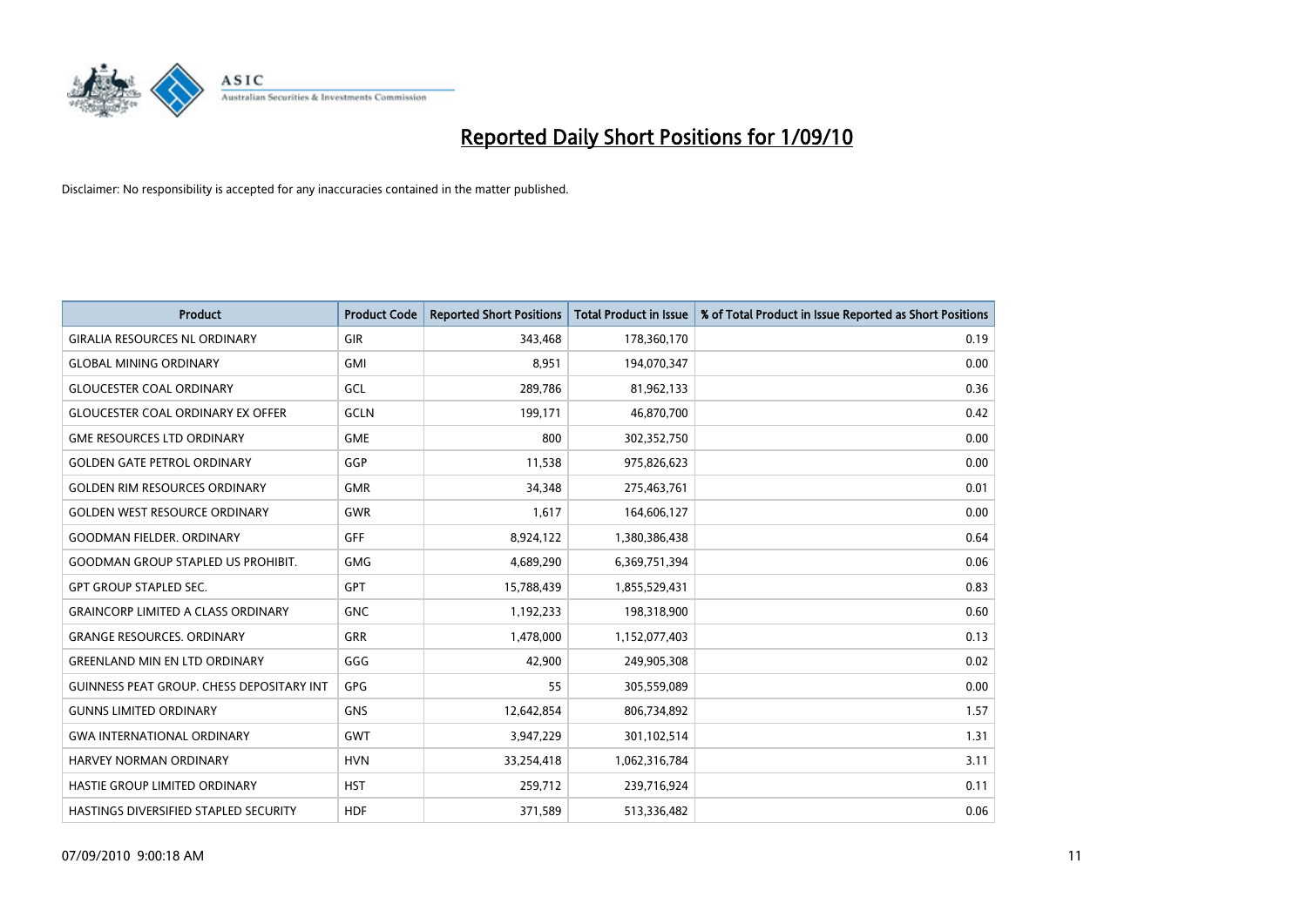# Reported Daily Short Positions for 1/09/10

Disclaimer: No responsibility is accepted for any inaccuracies contained in the matter published.

| Product | Product Code | Reported Short Positions | Total Product in Issue | % of Total Product in Issue Reported as Short Positions |
|---|---|---|---|---|
| GIRALIA RESOURCES NL ORDINARY | GIR | 343,468 | 178,360,170 | 0.19 |
| GLOBAL MINING ORDINARY | GMI | 8,951 | 194,070,347 | 0.00 |
| GLOUCESTER COAL ORDINARY | GCL | 289,786 | 81,962,133 | 0.36 |
| GLOUCESTER COAL ORDINARY EX OFFER | GCLN | 199,171 | 46,870,700 | 0.42 |
| GME RESOURCES LTD ORDINARY | GME | 800 | 302,352,750 | 0.00 |
| GOLDEN GATE PETROL ORDINARY | GGP | 11,538 | 975,826,623 | 0.00 |
| GOLDEN RIM RESOURCES ORDINARY | GMR | 34,348 | 275,463,761 | 0.01 |
| GOLDEN WEST RESOURCE ORDINARY | GWR | 1,617 | 164,606,127 | 0.00 |
| GOODMAN FIELDER. ORDINARY | GFF | 8,924,122 | 1,380,386,438 | 0.64 |
| GOODMAN GROUP STAPLED US PROHIBIT. | GMG | 4,689,290 | 6,369,751,394 | 0.06 |
| GPT GROUP STAPLED SEC. | GPT | 15,788,439 | 1,855,529,431 | 0.83 |
| GRAINCORP LIMITED A CLASS ORDINARY | GNC | 1,192,233 | 198,318,900 | 0.60 |
| GRANGE RESOURCES. ORDINARY | GRR | 1,478,000 | 1,152,077,403 | 0.13 |
| GREENLAND MIN EN LTD ORDINARY | GGG | 42,900 | 249,905,308 | 0.02 |
| GUINNESS PEAT GROUP. CHESS DEPOSITARY INT | GPG | 55 | 305,559,089 | 0.00 |
| GUNNS LIMITED ORDINARY | GNS | 12,642,854 | 806,734,892 | 1.57 |
| GWA INTERNATIONAL ORDINARY | GWT | 3,947,229 | 301,102,514 | 1.31 |
| HARVEY NORMAN ORDINARY | HVN | 33,254,418 | 1,062,316,784 | 3.11 |
| HASTIE GROUP LIMITED ORDINARY | HST | 259,712 | 239,716,924 | 0.11 |
| HASTINGS DIVERSIFIED STAPLED SECURITY | HDF | 371,589 | 513,336,482 | 0.06 |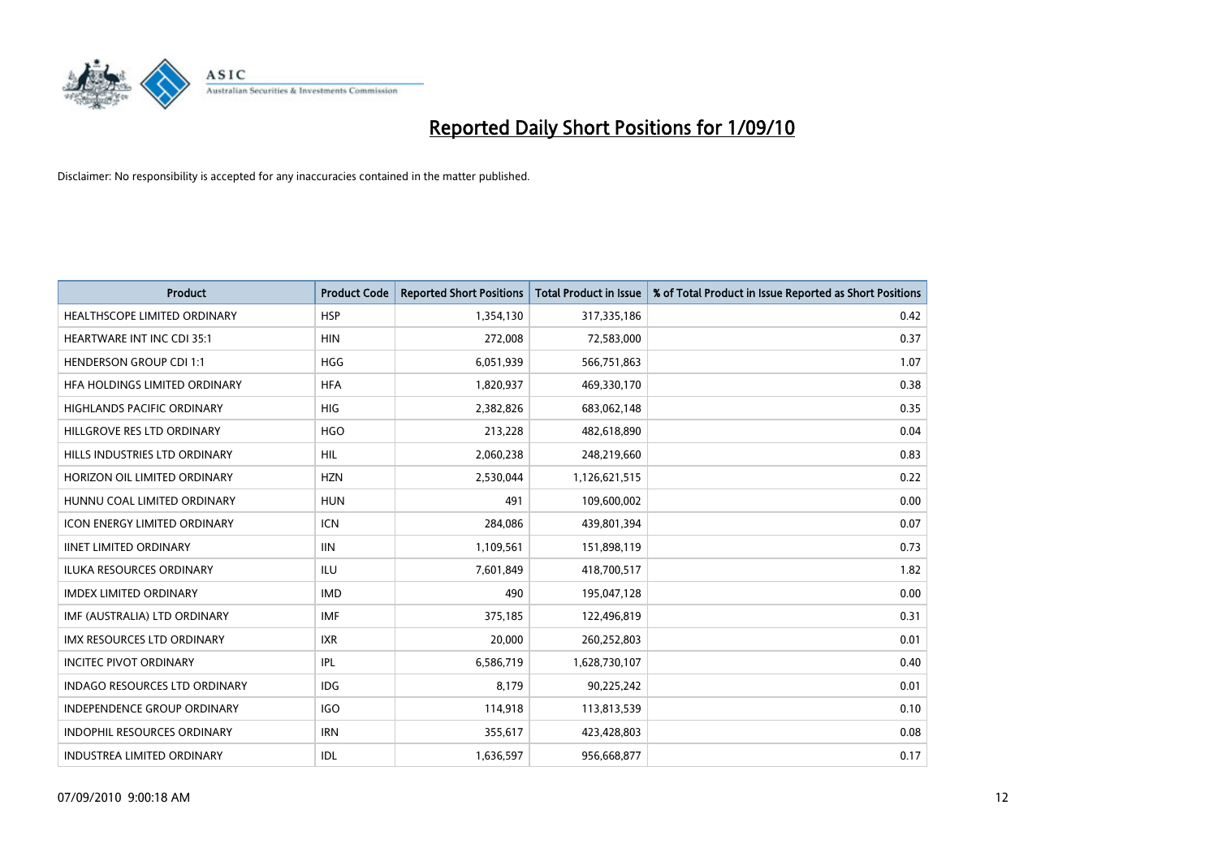# Reported Daily Short Positions for 1/09/10

Disclaimer: No responsibility is accepted for any inaccuracies contained in the matter published.

| Product | Product Code | Reported Short Positions | Total Product in Issue | % of Total Product in Issue Reported as Short Positions |
|---|---|---|---|---|
| HEALTHSCOPE LIMITED ORDINARY | HSP | 1,354,130 | 317,335,186 | 0.42 |
| HEARTWARE INT INC CDI 35:1 | HIN | 272,008 | 72,583,000 | 0.37 |
| HENDERSON GROUP CDI 1:1 | HGG | 6,051,939 | 566,751,863 | 1.07 |
| HFA HOLDINGS LIMITED ORDINARY | HFA | 1,820,937 | 469,330,170 | 0.38 |
| HIGHLANDS PACIFIC ORDINARY | HIG | 2,382,826 | 683,062,148 | 0.35 |
| HILLGROVE RES LTD ORDINARY | HGO | 213,228 | 482,618,890 | 0.04 |
| HILLS INDUSTRIES LTD ORDINARY | HIL | 2,060,238 | 248,219,660 | 0.83 |
| HORIZON OIL LIMITED ORDINARY | HZN | 2,530,044 | 1,126,621,515 | 0.22 |
| HUNNU COAL LIMITED ORDINARY | HUN | 491 | 109,600,002 | 0.00 |
| ICON ENERGY LIMITED ORDINARY | ICN | 284,086 | 439,801,394 | 0.07 |
| IINET LIMITED ORDINARY | IIN | 1,109,561 | 151,898,119 | 0.73 |
| ILUKA RESOURCES ORDINARY | ILU | 7,601,849 | 418,700,517 | 1.82 |
| IMDEX LIMITED ORDINARY | IMD | 490 | 195,047,128 | 0.00 |
| IMF (AUSTRALIA) LTD ORDINARY | IMF | 375,185 | 122,496,819 | 0.31 |
| IMX RESOURCES LTD ORDINARY | IXR | 20,000 | 260,252,803 | 0.01 |
| INCITEC PIVOT ORDINARY | IPL | 6,586,719 | 1,628,730,107 | 0.40 |
| INDAGO RESOURCES LTD ORDINARY | IDG | 8,179 | 90,225,242 | 0.01 |
| INDEPENDENCE GROUP ORDINARY | IGO | 114,918 | 113,813,539 | 0.10 |
| INDOPHIL RESOURCES ORDINARY | IRN | 355,617 | 423,428,803 | 0.08 |
| INDUSTREA LIMITED ORDINARY | IDL | 1,636,597 | 956,668,877 | 0.17 |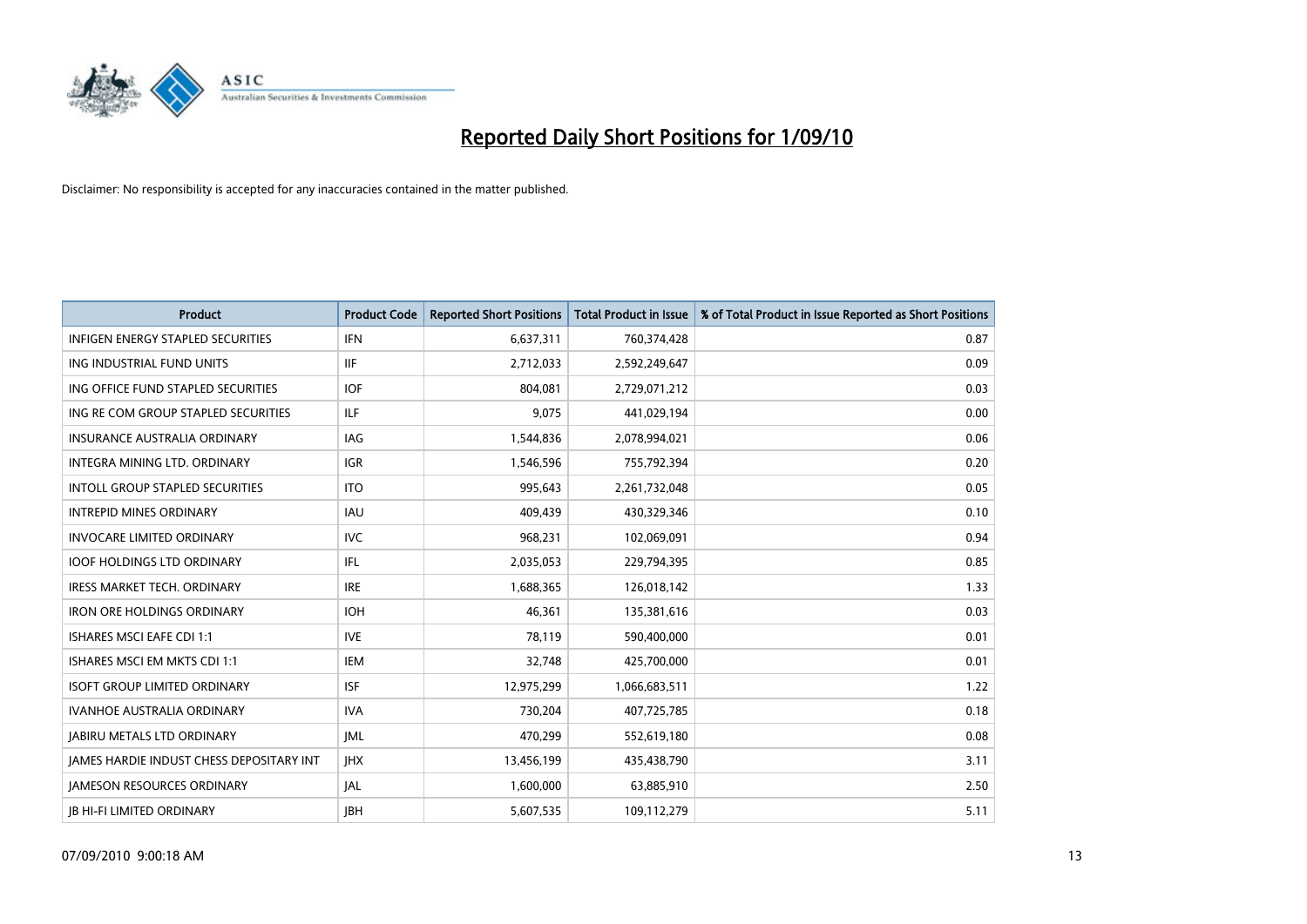# Reported Daily Short Positions for 1/09/10

Disclaimer: No responsibility is accepted for any inaccuracies contained in the matter published.

| Product | Product Code | Reported Short Positions | Total Product in Issue | % of Total Product in Issue Reported as Short Positions |
|---|---|---|---|---|
| INFIGEN ENERGY STAPLED SECURITIES | IFN | 6,637,311 | 760,374,428 | 0.87 |
| ING INDUSTRIAL FUND UNITS | IIF | 2,712,033 | 2,592,249,647 | 0.09 |
| ING OFFICE FUND STAPLED SECURITIES | IOF | 804,081 | 2,729,071,212 | 0.03 |
| ING RE COM GROUP STAPLED SECURITIES | ILF | 9,075 | 441,029,194 | 0.00 |
| INSURANCE AUSTRALIA ORDINARY | IAG | 1,544,836 | 2,078,994,021 | 0.06 |
| INTEGRA MINING LTD. ORDINARY | IGR | 1,546,596 | 755,792,394 | 0.20 |
| INTOLL GROUP STAPLED SECURITIES | ITO | 995,643 | 2,261,732,048 | 0.05 |
| INTREPID MINES ORDINARY | IAU | 409,439 | 430,329,346 | 0.10 |
| INVOCARE LIMITED ORDINARY | IVC | 968,231 | 102,069,091 | 0.94 |
| IOOF HOLDINGS LTD ORDINARY | IFL | 2,035,053 | 229,794,395 | 0.85 |
| IRESS MARKET TECH. ORDINARY | IRE | 1,688,365 | 126,018,142 | 1.33 |
| IRON ORE HOLDINGS ORDINARY | IOH | 46,361 | 135,381,616 | 0.03 |
| ISHARES MSCI EAFE CDI 1:1 | IVE | 78,119 | 590,400,000 | 0.01 |
| ISHARES MSCI EM MKTS CDI 1:1 | IEM | 32,748 | 425,700,000 | 0.01 |
| ISOFT GROUP LIMITED ORDINARY | ISF | 12,975,299 | 1,066,683,511 | 1.22 |
| IVANHOE AUSTRALIA ORDINARY | IVA | 730,204 | 407,725,785 | 0.18 |
| JABIRU METALS LTD ORDINARY | JML | 470,299 | 552,619,180 | 0.08 |
| JAMES HARDIE INDUST CHESS DEPOSITARY INT | JHX | 13,456,199 | 435,438,790 | 3.11 |
| JAMESON RESOURCES ORDINARY | JAL | 1,600,000 | 63,885,910 | 2.50 |
| JB HI-FI LIMITED ORDINARY | JBH | 5,607,535 | 109,112,279 | 5.11 |

07/09/2010 9:00:18 AM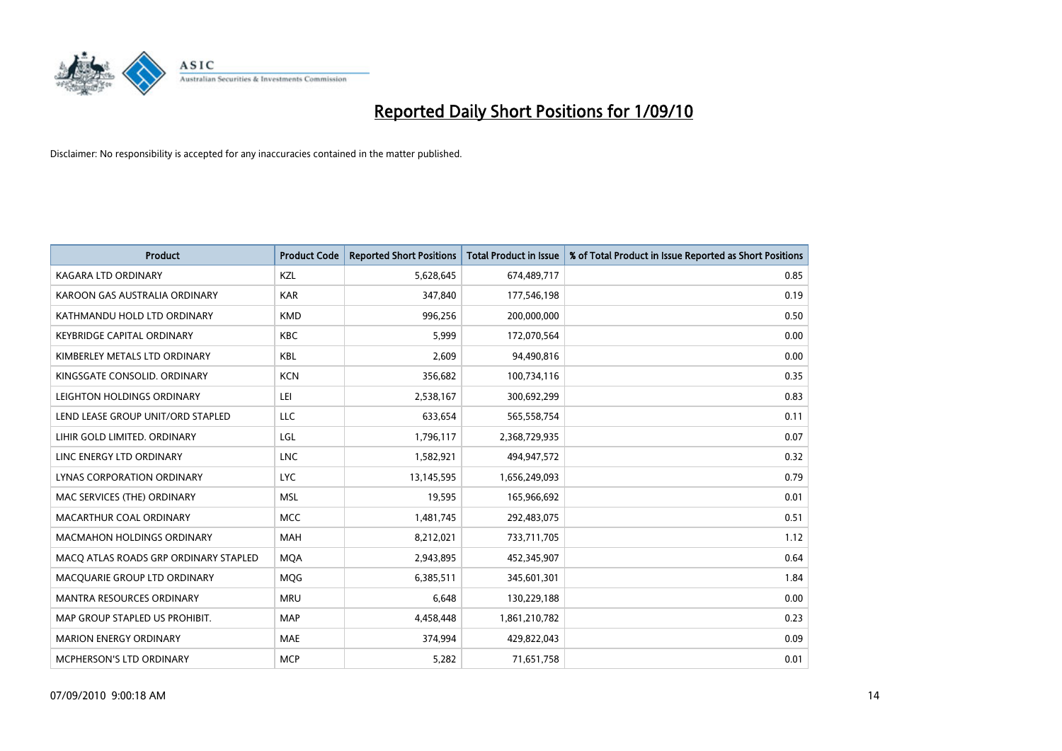# Reported Daily Short Positions for 1/09/10

Disclaimer: No responsibility is accepted for any inaccuracies contained in the matter published.

| Product | Product Code | Reported Short Positions | Total Product in Issue | % of Total Product in Issue Reported as Short Positions |
|---|---|---|---|---|
| KAGARA LTD ORDINARY | KZL | 5,628,645 | 674,489,717 | 0.85 |
| KAROON GAS AUSTRALIA ORDINARY | KAR | 347,840 | 177,546,198 | 0.19 |
| KATHMANDU HOLD LTD ORDINARY | KMD | 996,256 | 200,000,000 | 0.50 |
| KEYBRIDGE CAPITAL ORDINARY | KBC | 5,999 | 172,070,564 | 0.00 |
| KIMBERLEY METALS LTD ORDINARY | KBL | 2,609 | 94,490,816 | 0.00 |
| KINGSGATE CONSOLID. ORDINARY | KCN | 356,682 | 100,734,116 | 0.35 |
| LEIGHTON HOLDINGS ORDINARY | LEI | 2,538,167 | 300,692,299 | 0.83 |
| LEND LEASE GROUP UNIT/ORD STAPLED | LLC | 633,654 | 565,558,754 | 0.11 |
| LIHIR GOLD LIMITED. ORDINARY | LGL | 1,796,117 | 2,368,729,935 | 0.07 |
| LINC ENERGY LTD ORDINARY | LNC | 1,582,921 | 494,947,572 | 0.32 |
| LYNAS CORPORATION ORDINARY | LYC | 13,145,595 | 1,656,249,093 | 0.79 |
| MAC SERVICES (THE) ORDINARY | MSL | 19,595 | 165,966,692 | 0.01 |
| MACARTHUR COAL ORDINARY | MCC | 1,481,745 | 292,483,075 | 0.51 |
| MACMAHON HOLDINGS ORDINARY | MAH | 8,212,021 | 733,711,705 | 1.12 |
| MACQ ATLAS ROADS GRP ORDINARY STAPLED | MQA | 2,943,895 | 452,345,907 | 0.64 |
| MACQUARIE GROUP LTD ORDINARY | MQG | 6,385,511 | 345,601,301 | 1.84 |
| MANTRA RESOURCES ORDINARY | MRU | 6,648 | 130,229,188 | 0.00 |
| MAP GROUP STAPLED US PROHIBIT. | MAP | 4,458,448 | 1,861,210,782 | 0.23 |
| MARION ENERGY ORDINARY | MAE | 374,994 | 429,822,043 | 0.09 |
| MCPHERSON'S LTD ORDINARY | MCP | 5,282 | 71,651,758 | 0.01 |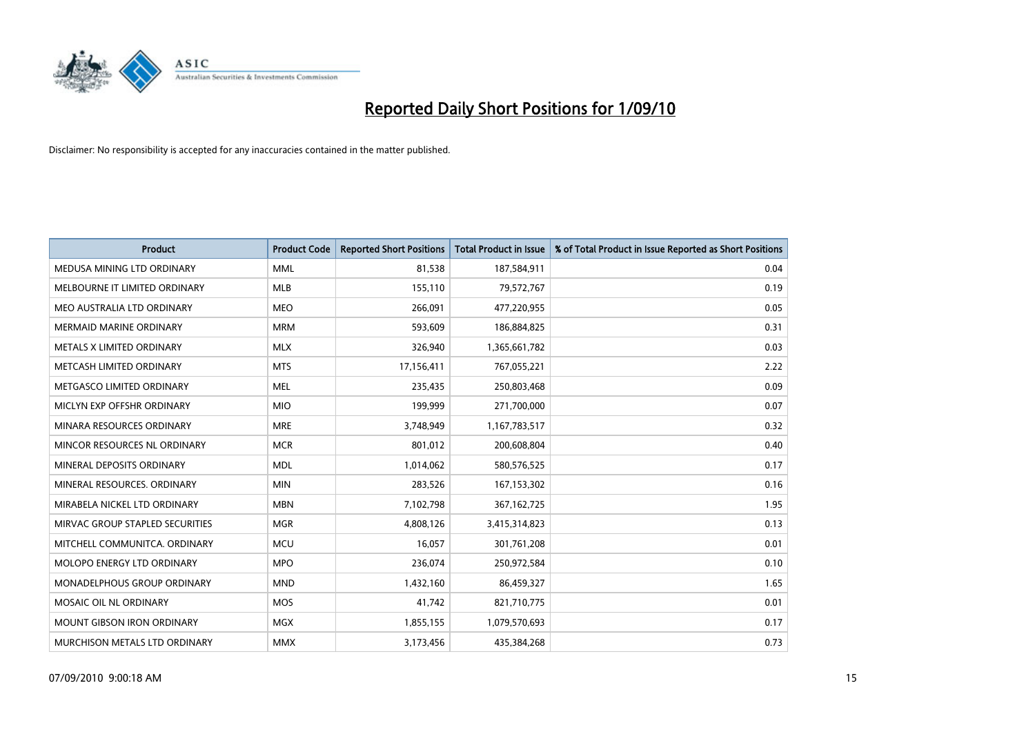# Reported Daily Short Positions for 1/09/10

Disclaimer: No responsibility is accepted for any inaccuracies contained in the matter published.

| Product | Product Code | Reported Short Positions | Total Product in Issue | % of Total Product in Issue Reported as Short Positions |
|---|---|---|---|---|
| MEDUSA MINING LTD ORDINARY | MML | 81,538 | 187,584,911 | 0.04 |
| MELBOURNE IT LIMITED ORDINARY | MLB | 155,110 | 79,572,767 | 0.19 |
| MEO AUSTRALIA LTD ORDINARY | MEO | 266,091 | 477,220,955 | 0.05 |
| MERMAID MARINE ORDINARY | MRM | 593,609 | 186,884,825 | 0.31 |
| METALS X LIMITED ORDINARY | MLX | 326,940 | 1,365,661,782 | 0.03 |
| METCASH LIMITED ORDINARY | MTS | 17,156,411 | 767,055,221 | 2.22 |
| METGASCO LIMITED ORDINARY | MEL | 235,435 | 250,803,468 | 0.09 |
| MICLYN EXP OFFSHR ORDINARY | MIO | 199,999 | 271,700,000 | 0.07 |
| MINARA RESOURCES ORDINARY | MRE | 3,748,949 | 1,167,783,517 | 0.32 |
| MINCOR RESOURCES NL ORDINARY | MCR | 801,012 | 200,608,804 | 0.40 |
| MINERAL DEPOSITS ORDINARY | MDL | 1,014,062 | 580,576,525 | 0.17 |
| MINERAL RESOURCES. ORDINARY | MIN | 283,526 | 167,153,302 | 0.16 |
| MIRABELA NICKEL LTD ORDINARY | MBN | 7,102,798 | 367,162,725 | 1.95 |
| MIRVAC GROUP STAPLED SECURITIES | MGR | 4,808,126 | 3,415,314,823 | 0.13 |
| MITCHELL COMMUNITCA. ORDINARY | MCU | 16,057 | 301,761,208 | 0.01 |
| MOLOPO ENERGY LTD ORDINARY | MPO | 236,074 | 250,972,584 | 0.10 |
| MONADELPHOUS GROUP ORDINARY | MND | 1,432,160 | 86,459,327 | 1.65 |
| MOSAIC OIL NL ORDINARY | MOS | 41,742 | 821,710,775 | 0.01 |
| MOUNT GIBSON IRON ORDINARY | MGX | 1,855,155 | 1,079,570,693 | 0.17 |
| MURCHISON METALS LTD ORDINARY | MMX | 3,173,456 | 435,384,268 | 0.73 |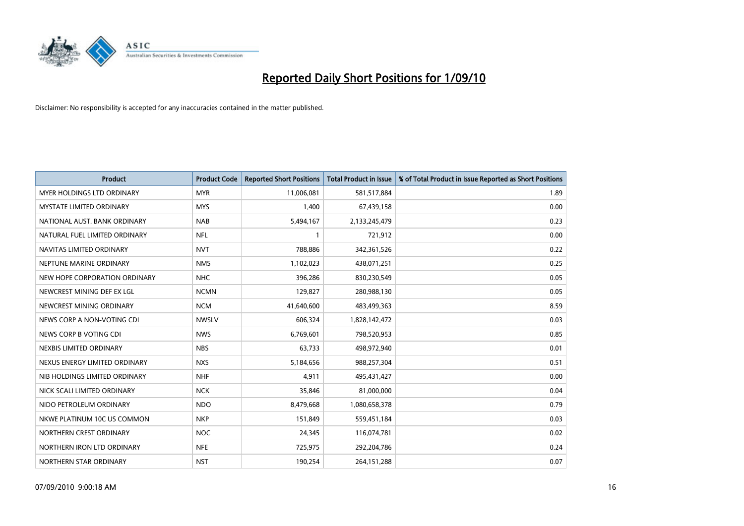# Reported Daily Short Positions for 1/09/10

Disclaimer: No responsibility is accepted for any inaccuracies contained in the matter published.

| Product | Product Code | Reported Short Positions | Total Product in Issue | % of Total Product in Issue Reported as Short Positions |
|---|---|---|---|---|
| MYER HOLDINGS LTD ORDINARY | MYR | 11,006,081 | 581,517,884 | 1.89 |
| MYSTATE LIMITED ORDINARY | MYS | 1,400 | 67,439,158 | 0.00 |
| NATIONAL AUST. BANK ORDINARY | NAB | 5,494,167 | 2,133,245,479 | 0.23 |
| NATURAL FUEL LIMITED ORDINARY | NFL | 1 | 721,912 | 0.00 |
| NAVITAS LIMITED ORDINARY | NVT | 788,886 | 342,361,526 | 0.22 |
| NEPTUNE MARINE ORDINARY | NMS | 1,102,023 | 438,071,251 | 0.25 |
| NEW HOPE CORPORATION ORDINARY | NHC | 396,286 | 830,230,549 | 0.05 |
| NEWCREST MINING DEF EX LGL | NCMN | 129,827 | 280,988,130 | 0.05 |
| NEWCREST MINING ORDINARY | NCM | 41,640,600 | 483,499,363 | 8.59 |
| NEWS CORP A NON-VOTING CDI | NWSLV | 606,324 | 1,828,142,472 | 0.03 |
| NEWS CORP B VOTING CDI | NWS | 6,769,601 | 798,520,953 | 0.85 |
| NEXBIS LIMITED ORDINARY | NBS | 63,733 | 498,972,940 | 0.01 |
| NEXUS ENERGY LIMITED ORDINARY | NXS | 5,184,656 | 988,257,304 | 0.51 |
| NIB HOLDINGS LIMITED ORDINARY | NHF | 4,911 | 495,431,427 | 0.00 |
| NICK SCALI LIMITED ORDINARY | NCK | 35,846 | 81,000,000 | 0.04 |
| NIDO PETROLEUM ORDINARY | NDO | 8,479,668 | 1,080,658,378 | 0.79 |
| NKWE PLATINUM 10C US COMMON | NKP | 151,849 | 559,451,184 | 0.03 |
| NORTHERN CREST ORDINARY | NOC | 24,345 | 116,074,781 | 0.02 |
| NORTHERN IRON LTD ORDINARY | NFE | 725,975 | 292,204,786 | 0.24 |
| NORTHERN STAR ORDINARY | NST | 190,254 | 264,151,288 | 0.07 |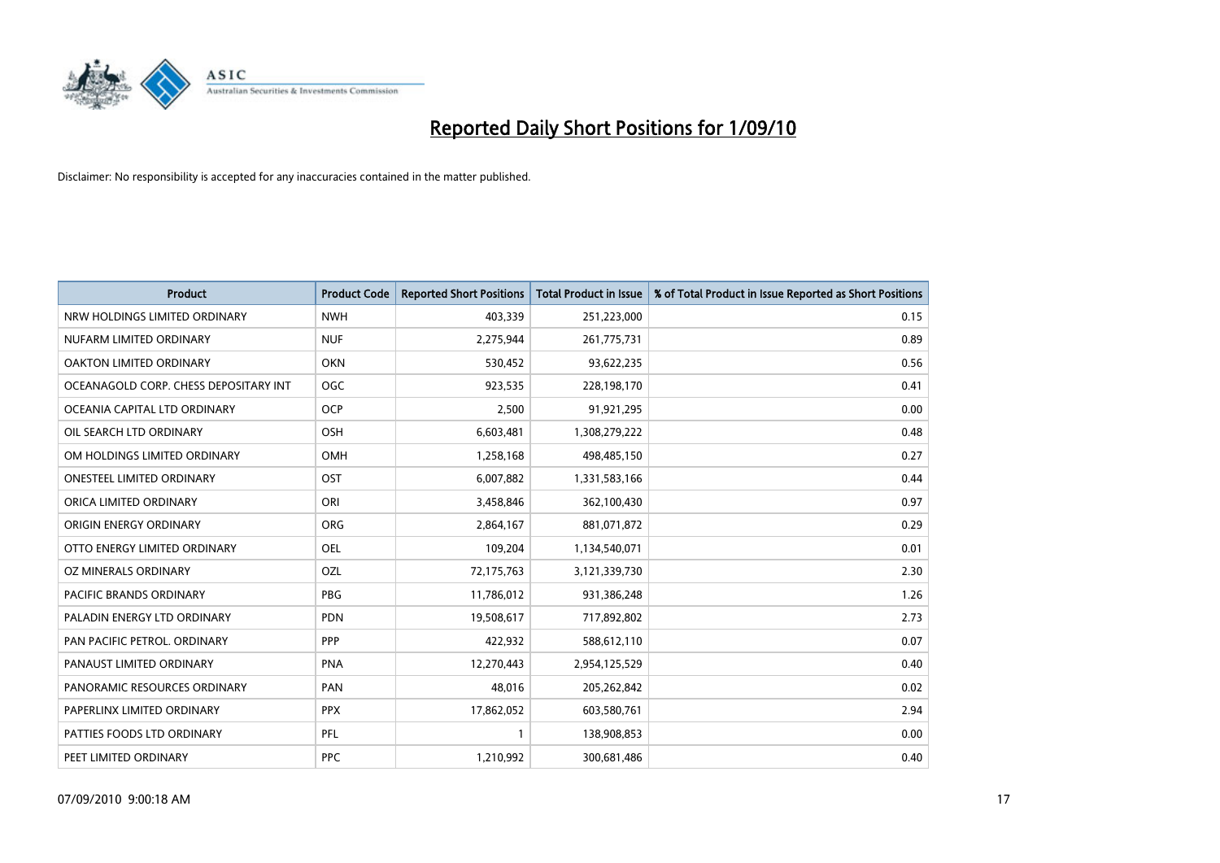# Reported Daily Short Positions for 1/09/10

Disclaimer: No responsibility is accepted for any inaccuracies contained in the matter published.

| Product | Product Code | Reported Short Positions | Total Product in Issue | % of Total Product in Issue Reported as Short Positions |
|---|---|---|---|---|
| NRW HOLDINGS LIMITED ORDINARY | NWH | 403,339 | 251,223,000 | 0.15 |
| NUFARM LIMITED ORDINARY | NUF | 2,275,944 | 261,775,731 | 0.89 |
| OAKTON LIMITED ORDINARY | OKN | 530,452 | 93,622,235 | 0.56 |
| OCEANAGOLD CORP. CHESS DEPOSITARY INT | OGC | 923,535 | 228,198,170 | 0.41 |
| OCEANIA CAPITAL LTD ORDINARY | OCP | 2,500 | 91,921,295 | 0.00 |
| OIL SEARCH LTD ORDINARY | OSH | 6,603,481 | 1,308,279,222 | 0.48 |
| OM HOLDINGS LIMITED ORDINARY | OMH | 1,258,168 | 498,485,150 | 0.27 |
| ONESTEEL LIMITED ORDINARY | OST | 6,007,882 | 1,331,583,166 | 0.44 |
| ORICA LIMITED ORDINARY | ORI | 3,458,846 | 362,100,430 | 0.97 |
| ORIGIN ENERGY ORDINARY | ORG | 2,864,167 | 881,071,872 | 0.29 |
| OTTO ENERGY LIMITED ORDINARY | OEL | 109,204 | 1,134,540,071 | 0.01 |
| OZ MINERALS ORDINARY | OZL | 72,175,763 | 3,121,339,730 | 2.30 |
| PACIFIC BRANDS ORDINARY | PBG | 11,786,012 | 931,386,248 | 1.26 |
| PALADIN ENERGY LTD ORDINARY | PDN | 19,508,617 | 717,892,802 | 2.73 |
| PAN PACIFIC PETROL. ORDINARY | PPP | 422,932 | 588,612,110 | 0.07 |
| PANAUST LIMITED ORDINARY | PNA | 12,270,443 | 2,954,125,529 | 0.40 |
| PANORAMIC RESOURCES ORDINARY | PAN | 48,016 | 205,262,842 | 0.02 |
| PAPERLINX LIMITED ORDINARY | PPX | 17,862,052 | 603,580,761 | 2.94 |
| PATTIES FOODS LTD ORDINARY | PFL | 1 | 138,908,853 | 0.00 |
| PEET LIMITED ORDINARY | PPC | 1,210,992 | 300,681,486 | 0.40 |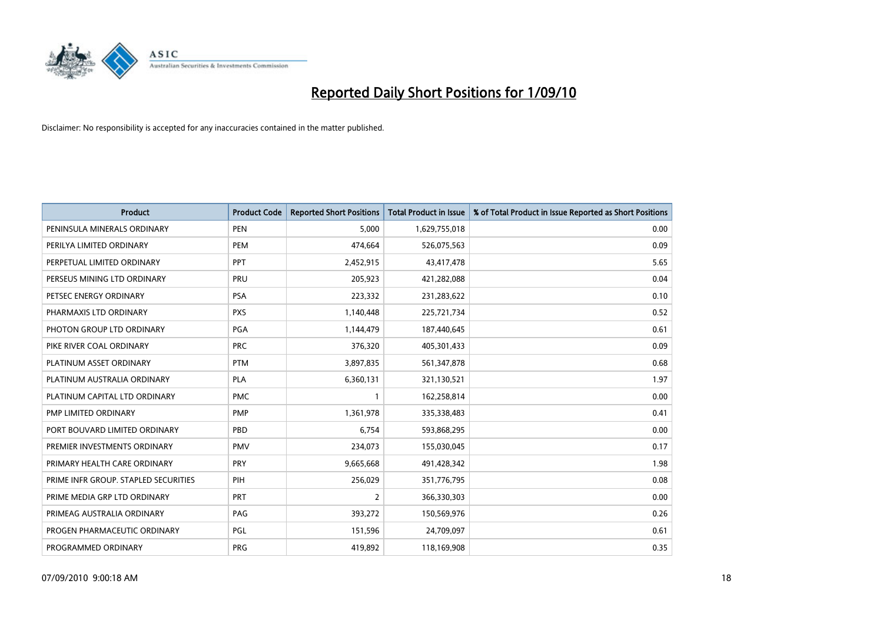# Reported Daily Short Positions for 1/09/10

Disclaimer: No responsibility is accepted for any inaccuracies contained in the matter published.

| Product | Product Code | Reported Short Positions | Total Product in Issue | % of Total Product in Issue Reported as Short Positions |
|---|---|---|---|---|
| PENINSULA MINERALS ORDINARY | PEN | 5,000 | 1,629,755,018 | 0.00 |
| PERILYA LIMITED ORDINARY | PEM | 474,664 | 526,075,563 | 0.09 |
| PERPETUAL LIMITED ORDINARY | PPT | 2,452,915 | 43,417,478 | 5.65 |
| PERSEUS MINING LTD ORDINARY | PRU | 205,923 | 421,282,088 | 0.04 |
| PETSEC ENERGY ORDINARY | PSA | 223,332 | 231,283,622 | 0.10 |
| PHARMAXIS LTD ORDINARY | PXS | 1,140,448 | 225,721,734 | 0.52 |
| PHOTON GROUP LTD ORDINARY | PGA | 1,144,479 | 187,440,645 | 0.61 |
| PIKE RIVER COAL ORDINARY | PRC | 376,320 | 405,301,433 | 0.09 |
| PLATINUM ASSET ORDINARY | PTM | 3,897,835 | 561,347,878 | 0.68 |
| PLATINUM AUSTRALIA ORDINARY | PLA | 6,360,131 | 321,130,521 | 1.97 |
| PLATINUM CAPITAL LTD ORDINARY | PMC | 1 | 162,258,814 | 0.00 |
| PMP LIMITED ORDINARY | PMP | 1,361,978 | 335,338,483 | 0.41 |
| PORT BOUVARD LIMITED ORDINARY | PBD | 6,754 | 593,868,295 | 0.00 |
| PREMIER INVESTMENTS ORDINARY | PMV | 234,073 | 155,030,045 | 0.17 |
| PRIMARY HEALTH CARE ORDINARY | PRY | 9,665,668 | 491,428,342 | 1.98 |
| PRIME INFR GROUP. STAPLED SECURITIES | PIH | 256,029 | 351,776,795 | 0.08 |
| PRIME MEDIA GRP LTD ORDINARY | PRT | 2 | 366,330,303 | 0.00 |
| PRIMEAG AUSTRALIA ORDINARY | PAG | 393,272 | 150,569,976 | 0.26 |
| PROGEN PHARMACEUTIC ORDINARY | PGL | 151,596 | 24,709,097 | 0.61 |
| PROGRAMMED ORDINARY | PRG | 419,892 | 118,169,908 | 0.35 |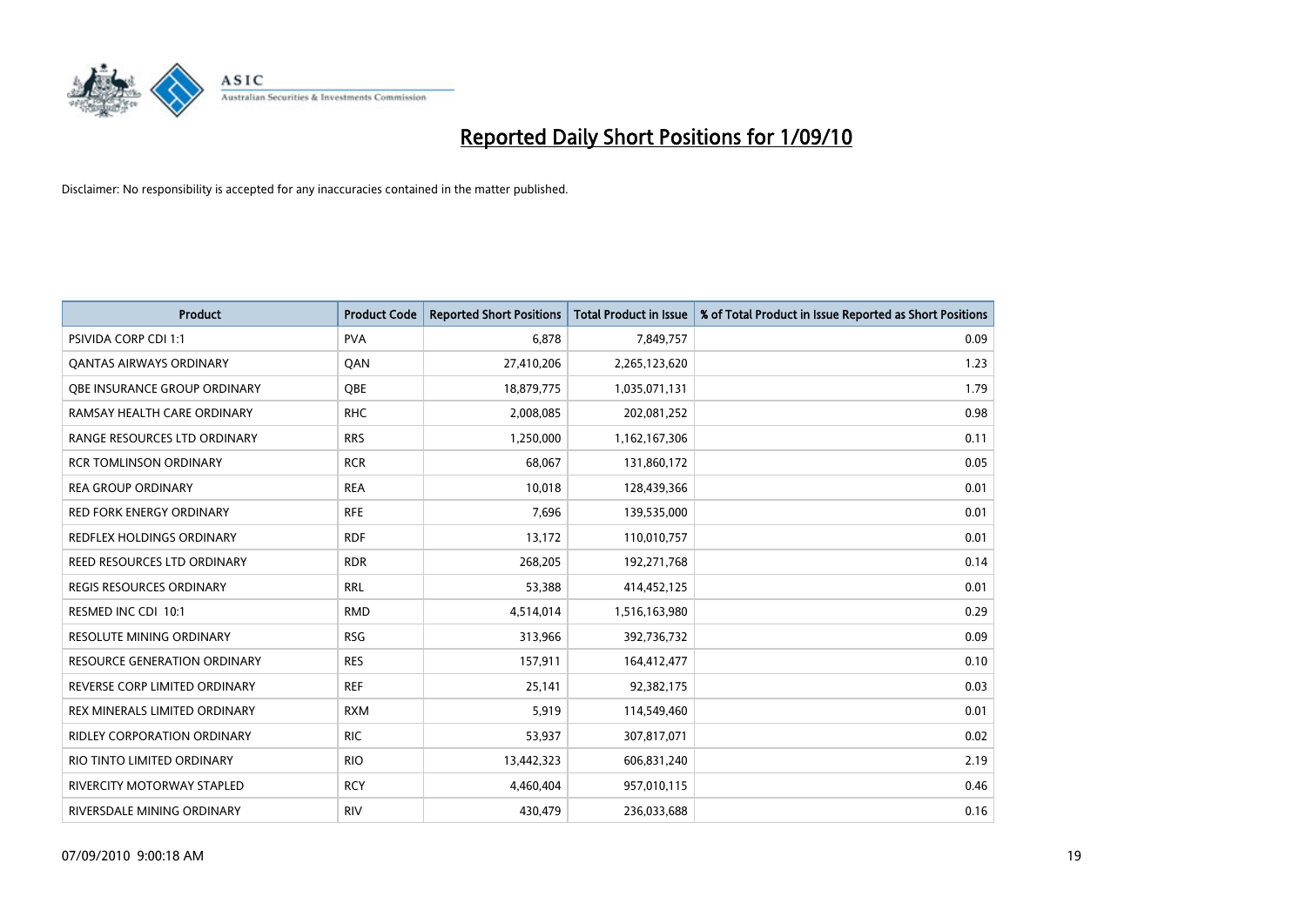# Reported Daily Short Positions for 1/09/10

Disclaimer: No responsibility is accepted for any inaccuracies contained in the matter published.

| Product | Product Code | Reported Short Positions | Total Product in Issue | % of Total Product in Issue Reported as Short Positions |
|---|---|---|---|---|
| PSIVIDA CORP CDI 1:1 | PVA | 6,878 | 7,849,757 | 0.09 |
| QANTAS AIRWAYS ORDINARY | QAN | 27,410,206 | 2,265,123,620 | 1.23 |
| QBE INSURANCE GROUP ORDINARY | QBE | 18,879,775 | 1,035,071,131 | 1.79 |
| RAMSAY HEALTH CARE ORDINARY | RHC | 2,008,085 | 202,081,252 | 0.98 |
| RANGE RESOURCES LTD ORDINARY | RRS | 1,250,000 | 1,162,167,306 | 0.11 |
| RCR TOMLINSON ORDINARY | RCR | 68,067 | 131,860,172 | 0.05 |
| REA GROUP ORDINARY | REA | 10,018 | 128,439,366 | 0.01 |
| RED FORK ENERGY ORDINARY | RFE | 7,696 | 139,535,000 | 0.01 |
| REDFLEX HOLDINGS ORDINARY | RDF | 13,172 | 110,010,757 | 0.01 |
| REED RESOURCES LTD ORDINARY | RDR | 268,205 | 192,271,768 | 0.14 |
| REGIS RESOURCES ORDINARY | RRL | 53,388 | 414,452,125 | 0.01 |
| RESMED INC CDI 10:1 | RMD | 4,514,014 | 1,516,163,980 | 0.29 |
| RESOLUTE MINING ORDINARY | RSG | 313,966 | 392,736,732 | 0.09 |
| RESOURCE GENERATION ORDINARY | RES | 157,911 | 164,412,477 | 0.10 |
| REVERSE CORP LIMITED ORDINARY | REF | 25,141 | 92,382,175 | 0.03 |
| REX MINERALS LIMITED ORDINARY | RXM | 5,919 | 114,549,460 | 0.01 |
| RIDLEY CORPORATION ORDINARY | RIC | 53,937 | 307,817,071 | 0.02 |
| RIO TINTO LIMITED ORDINARY | RIO | 13,442,323 | 606,831,240 | 2.19 |
| RIVERCITY MOTORWAY STAPLED | RCY | 4,460,404 | 957,010,115 | 0.46 |
| RIVERSDALE MINING ORDINARY | RIV | 430,479 | 236,033,688 | 0.16 |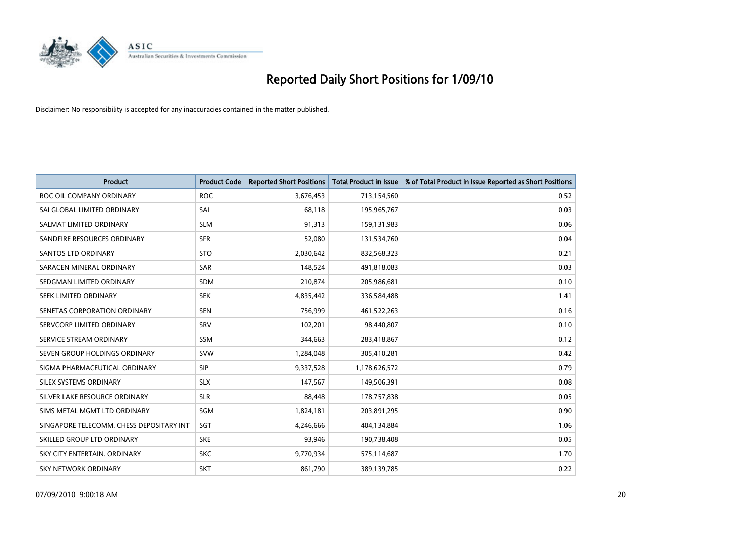# Reported Daily Short Positions for 1/09/10

Disclaimer: No responsibility is accepted for any inaccuracies contained in the matter published.

| Product | Product Code | Reported Short Positions | Total Product in Issue | % of Total Product in Issue Reported as Short Positions |
|---|---|---|---|---|
| ROC OIL COMPANY ORDINARY | ROC | 3,676,453 | 713,154,560 | 0.52 |
| SAI GLOBAL LIMITED ORDINARY | SAI | 68,118 | 195,965,767 | 0.03 |
| SALMAT LIMITED ORDINARY | SLM | 91,313 | 159,131,983 | 0.06 |
| SANDFIRE RESOURCES ORDINARY | SFR | 52,080 | 131,534,760 | 0.04 |
| SANTOS LTD ORDINARY | STO | 2,030,642 | 832,568,323 | 0.21 |
| SARACEN MINERAL ORDINARY | SAR | 148,524 | 491,818,083 | 0.03 |
| SEDGMAN LIMITED ORDINARY | SDM | 210,874 | 205,986,681 | 0.10 |
| SEEK LIMITED ORDINARY | SEK | 4,835,442 | 336,584,488 | 1.41 |
| SENETAS CORPORATION ORDINARY | SEN | 756,999 | 461,522,263 | 0.16 |
| SERVCORP LIMITED ORDINARY | SRV | 102,201 | 98,440,807 | 0.10 |
| SERVICE STREAM ORDINARY | SSM | 344,663 | 283,418,867 | 0.12 |
| SEVEN GROUP HOLDINGS ORDINARY | SVW | 1,284,048 | 305,410,281 | 0.42 |
| SIGMA PHARMACEUTICAL ORDINARY | SIP | 9,337,528 | 1,178,626,572 | 0.79 |
| SILEX SYSTEMS ORDINARY | SLX | 147,567 | 149,506,391 | 0.08 |
| SILVER LAKE RESOURCE ORDINARY | SLR | 88,448 | 178,757,838 | 0.05 |
| SIMS METAL MGMT LTD ORDINARY | SGM | 1,824,181 | 203,891,295 | 0.90 |
| SINGAPORE TELECOMM. CHESS DEPOSITARY INT | SGT | 4,246,666 | 404,134,884 | 1.06 |
| SKILLED GROUP LTD ORDINARY | SKE | 93,946 | 190,738,408 | 0.05 |
| SKY CITY ENTERTAIN. ORDINARY | SKC | 9,770,934 | 575,114,687 | 1.70 |
| SKY NETWORK ORDINARY | SKT | 861,790 | 389,139,785 | 0.22 |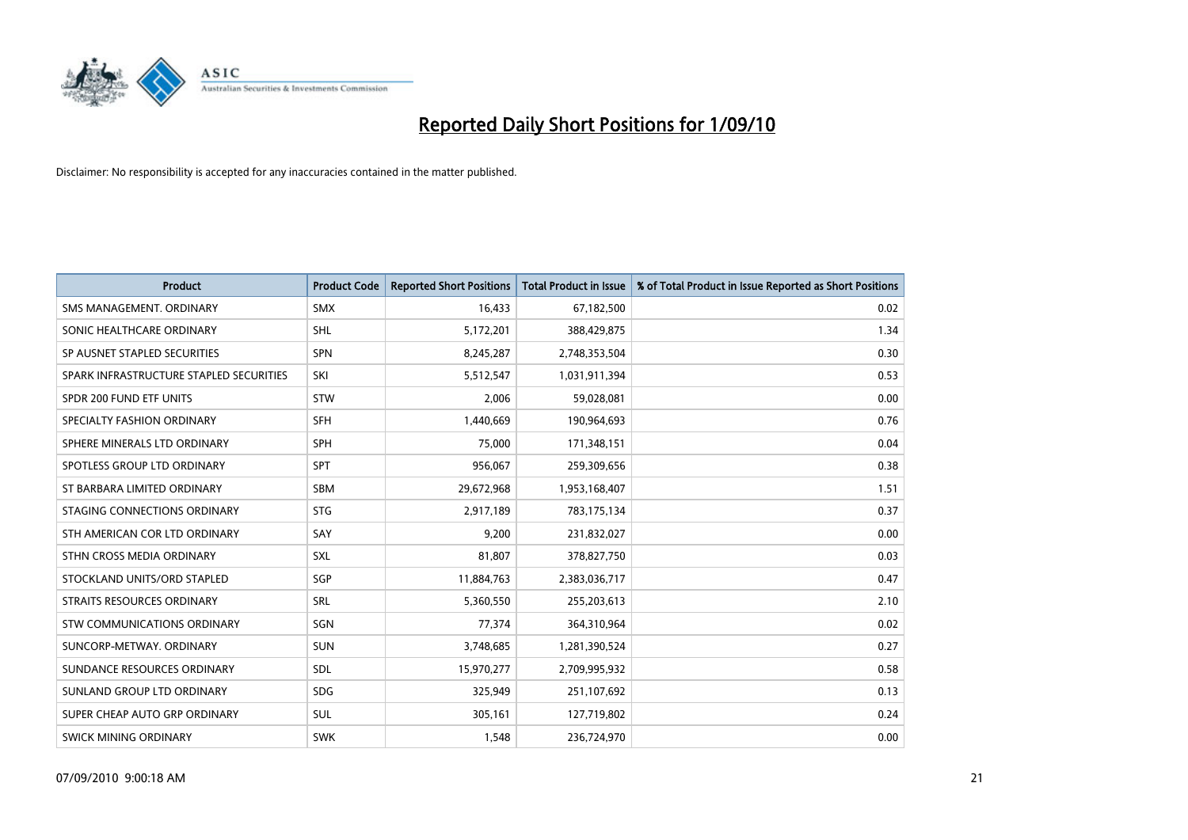# Reported Daily Short Positions for 1/09/10

Disclaimer: No responsibility is accepted for any inaccuracies contained in the matter published.

| Product | Product Code | Reported Short Positions | Total Product in Issue | % of Total Product in Issue Reported as Short Positions |
|---|---|---|---|---|
| SMS MANAGEMENT. ORDINARY | SMX | 16,433 | 67,182,500 | 0.02 |
| SONIC HEALTHCARE ORDINARY | SHL | 5,172,201 | 388,429,875 | 1.34 |
| SP AUSNET STAPLED SECURITIES | SPN | 8,245,287 | 2,748,353,504 | 0.30 |
| SPARK INFRASTRUCTURE STAPLED SECURITIES | SKI | 5,512,547 | 1,031,911,394 | 0.53 |
| SPDR 200 FUND ETF UNITS | STW | 2,006 | 59,028,081 | 0.00 |
| SPECIALTY FASHION ORDINARY | SFH | 1,440,669 | 190,964,693 | 0.76 |
| SPHERE MINERALS LTD ORDINARY | SPH | 75,000 | 171,348,151 | 0.04 |
| SPOTLESS GROUP LTD ORDINARY | SPT | 956,067 | 259,309,656 | 0.38 |
| ST BARBARA LIMITED ORDINARY | SBM | 29,672,968 | 1,953,168,407 | 1.51 |
| STAGING CONNECTIONS ORDINARY | STG | 2,917,189 | 783,175,134 | 0.37 |
| STH AMERICAN COR LTD ORDINARY | SAY | 9,200 | 231,832,027 | 0.00 |
| STHN CROSS MEDIA ORDINARY | SXL | 81,807 | 378,827,750 | 0.03 |
| STOCKLAND UNITS/ORD STAPLED | SGP | 11,884,763 | 2,383,036,717 | 0.47 |
| STRAITS RESOURCES ORDINARY | SRL | 5,360,550 | 255,203,613 | 2.10 |
| STW COMMUNICATIONS ORDINARY | SGN | 77,374 | 364,310,964 | 0.02 |
| SUNCORP-METWAY. ORDINARY | SUN | 3,748,685 | 1,281,390,524 | 0.27 |
| SUNDANCE RESOURCES ORDINARY | SDL | 15,970,277 | 2,709,995,932 | 0.58 |
| SUNLAND GROUP LTD ORDINARY | SDG | 325,949 | 251,107,692 | 0.13 |
| SUPER CHEAP AUTO GRP ORDINARY | SUL | 305,161 | 127,719,802 | 0.24 |
| SWICK MINING ORDINARY | SWK | 1,548 | 236,724,970 | 0.00 |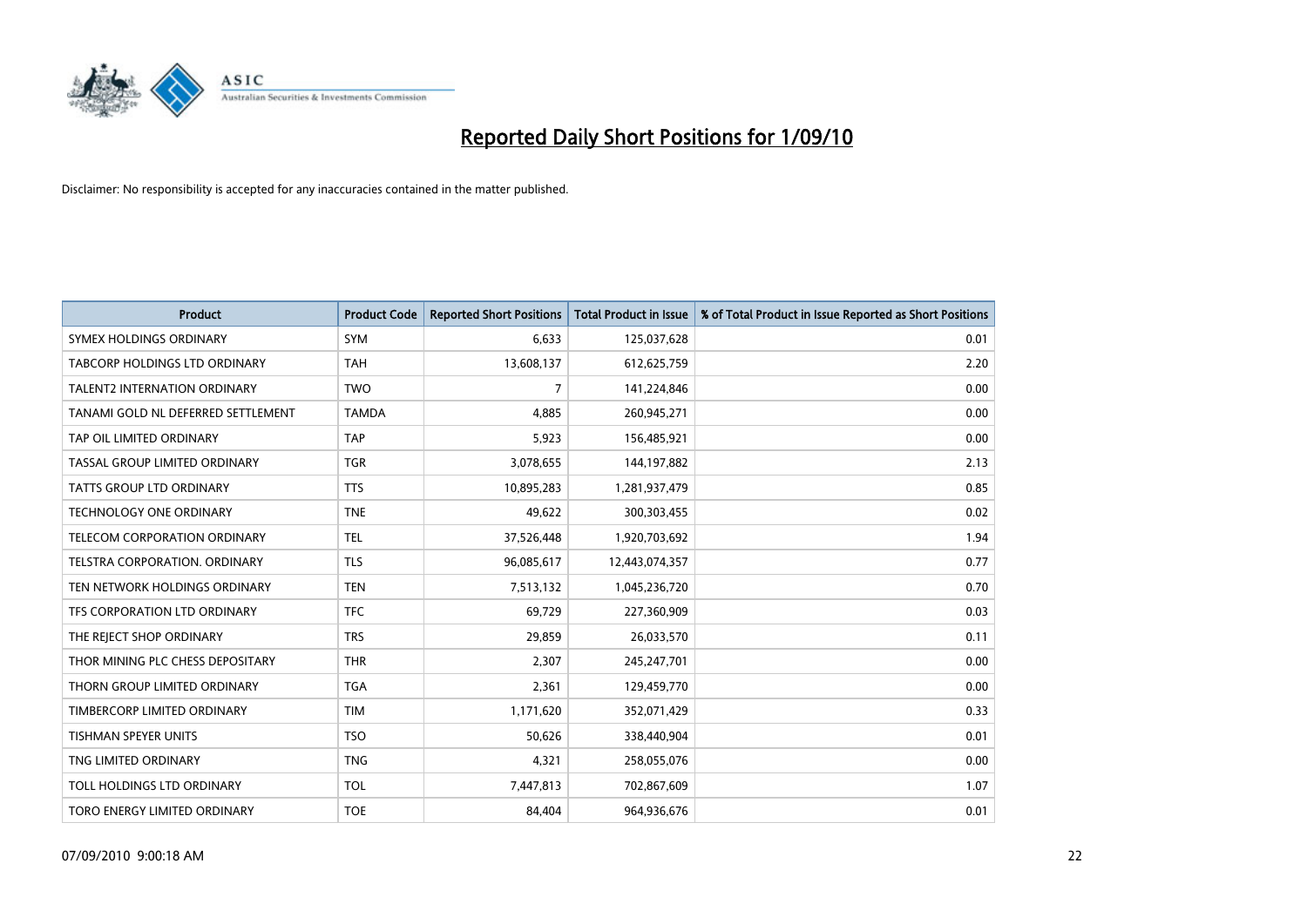# Reported Daily Short Positions for 1/09/10

Disclaimer: No responsibility is accepted for any inaccuracies contained in the matter published.

| Product | Product Code | Reported Short Positions | Total Product in Issue | % of Total Product in Issue Reported as Short Positions |
|---|---|---|---|---|
| SYMEX HOLDINGS ORDINARY | SYM | 6,633 | 125,037,628 | 0.01 |
| TABCORP HOLDINGS LTD ORDINARY | TAH | 13,608,137 | 612,625,759 | 2.20 |
| TALENT2 INTERNATION ORDINARY | TWO | 7 | 141,224,846 | 0.00 |
| TANAMI GOLD NL DEFERRED SETTLEMENT | TAMDA | 4,885 | 260,945,271 | 0.00 |
| TAP OIL LIMITED ORDINARY | TAP | 5,923 | 156,485,921 | 0.00 |
| TASSAL GROUP LIMITED ORDINARY | TGR | 3,078,655 | 144,197,882 | 2.13 |
| TATTS GROUP LTD ORDINARY | TTS | 10,895,283 | 1,281,937,479 | 0.85 |
| TECHNOLOGY ONE ORDINARY | TNE | 49,622 | 300,303,455 | 0.02 |
| TELECOM CORPORATION ORDINARY | TEL | 37,526,448 | 1,920,703,692 | 1.94 |
| TELSTRA CORPORATION. ORDINARY | TLS | 96,085,617 | 12,443,074,357 | 0.77 |
| TEN NETWORK HOLDINGS ORDINARY | TEN | 7,513,132 | 1,045,236,720 | 0.70 |
| TFS CORPORATION LTD ORDINARY | TFC | 69,729 | 227,360,909 | 0.03 |
| THE REJECT SHOP ORDINARY | TRS | 29,859 | 26,033,570 | 0.11 |
| THOR MINING PLC CHESS DEPOSITARY | THR | 2,307 | 245,247,701 | 0.00 |
| THORN GROUP LIMITED ORDINARY | TGA | 2,361 | 129,459,770 | 0.00 |
| TIMBERCORP LIMITED ORDINARY | TIM | 1,171,620 | 352,071,429 | 0.33 |
| TISHMAN SPEYER UNITS | TSO | 50,626 | 338,440,904 | 0.01 |
| TNG LIMITED ORDINARY | TNG | 4,321 | 258,055,076 | 0.00 |
| TOLL HOLDINGS LTD ORDINARY | TOL | 7,447,813 | 702,867,609 | 1.07 |
| TORO ENERGY LIMITED ORDINARY | TOE | 84,404 | 964,936,676 | 0.01 |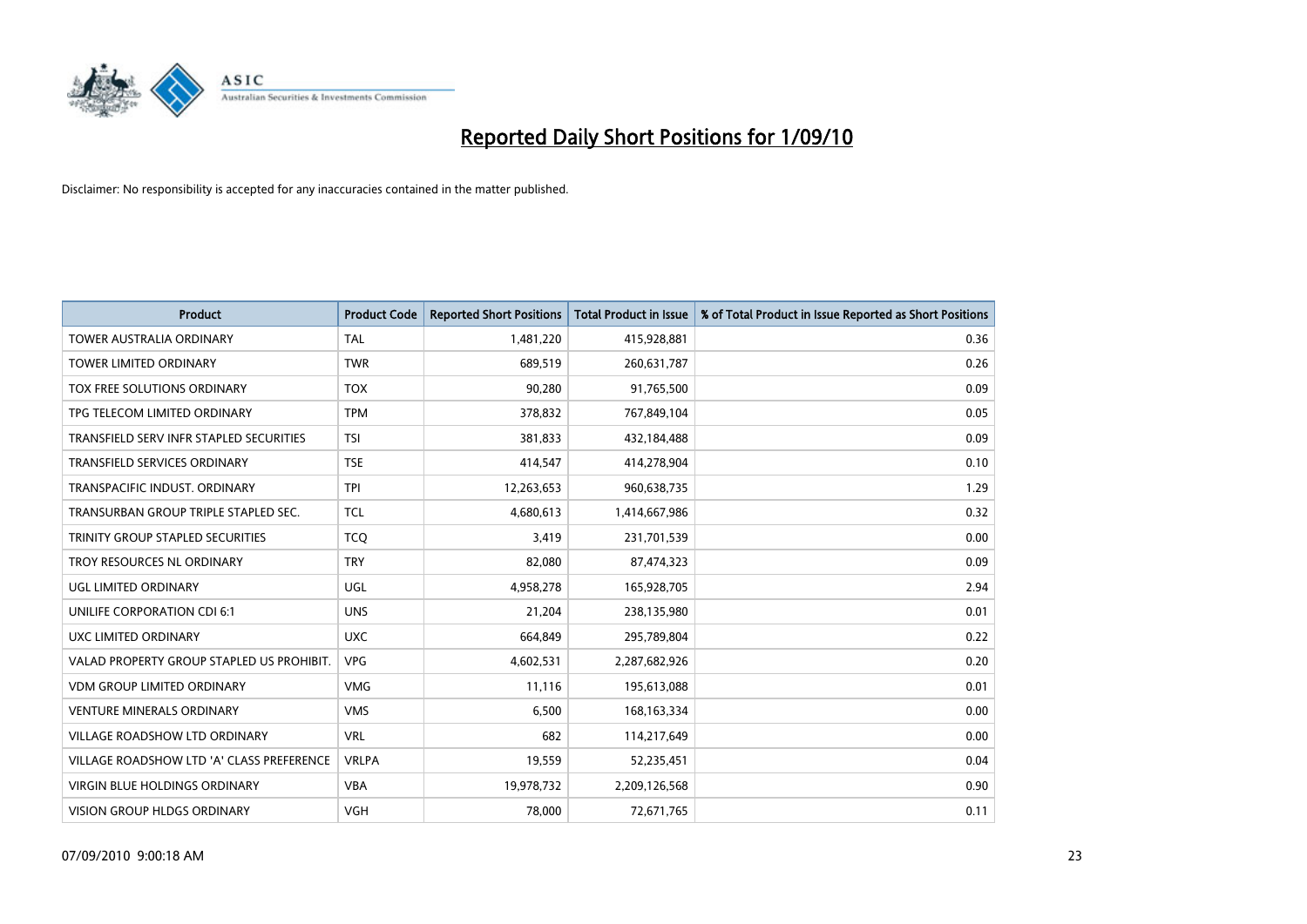# Reported Daily Short Positions for 1/09/10

Disclaimer: No responsibility is accepted for any inaccuracies contained in the matter published.

| Product | Product Code | Reported Short Positions | Total Product in Issue | % of Total Product in Issue Reported as Short Positions |
|---|---|---|---|---|
| TOWER AUSTRALIA ORDINARY | TAL | 1,481,220 | 415,928,881 | 0.36 |
| TOWER LIMITED ORDINARY | TWR | 689,519 | 260,631,787 | 0.26 |
| TOX FREE SOLUTIONS ORDINARY | TOX | 90,280 | 91,765,500 | 0.09 |
| TPG TELECOM LIMITED ORDINARY | TPM | 378,832 | 767,849,104 | 0.05 |
| TRANSFIELD SERV INFR STAPLED SECURITIES | TSI | 381,833 | 432,184,488 | 0.09 |
| TRANSFIELD SERVICES ORDINARY | TSE | 414,547 | 414,278,904 | 0.10 |
| TRANSPACIFIC INDUST. ORDINARY | TPI | 12,263,653 | 960,638,735 | 1.29 |
| TRANSURBAN GROUP TRIPLE STAPLED SEC. | TCL | 4,680,613 | 1,414,667,986 | 0.32 |
| TRINITY GROUP STAPLED SECURITIES | TCQ | 3,419 | 231,701,539 | 0.00 |
| TROY RESOURCES NL ORDINARY | TRY | 82,080 | 87,474,323 | 0.09 |
| UGL LIMITED ORDINARY | UGL | 4,958,278 | 165,928,705 | 2.94 |
| UNILIFE CORPORATION CDI 6:1 | UNS | 21,204 | 238,135,980 | 0.01 |
| UXC LIMITED ORDINARY | UXC | 664,849 | 295,789,804 | 0.22 |
| VALAD PROPERTY GROUP STAPLED US PROHIBIT. | VPG | 4,602,531 | 2,287,682,926 | 0.20 |
| VDM GROUP LIMITED ORDINARY | VMG | 11,116 | 195,613,088 | 0.01 |
| VENTURE MINERALS ORDINARY | VMS | 6,500 | 168,163,334 | 0.00 |
| VILLAGE ROADSHOW LTD ORDINARY | VRL | 682 | 114,217,649 | 0.00 |
| VILLAGE ROADSHOW LTD 'A' CLASS PREFERENCE | VRLPA | 19,559 | 52,235,451 | 0.04 |
| VIRGIN BLUE HOLDINGS ORDINARY | VBA | 19,978,732 | 2,209,126,568 | 0.90 |
| VISION GROUP HLDGS ORDINARY | VGH | 78,000 | 72,671,765 | 0.11 |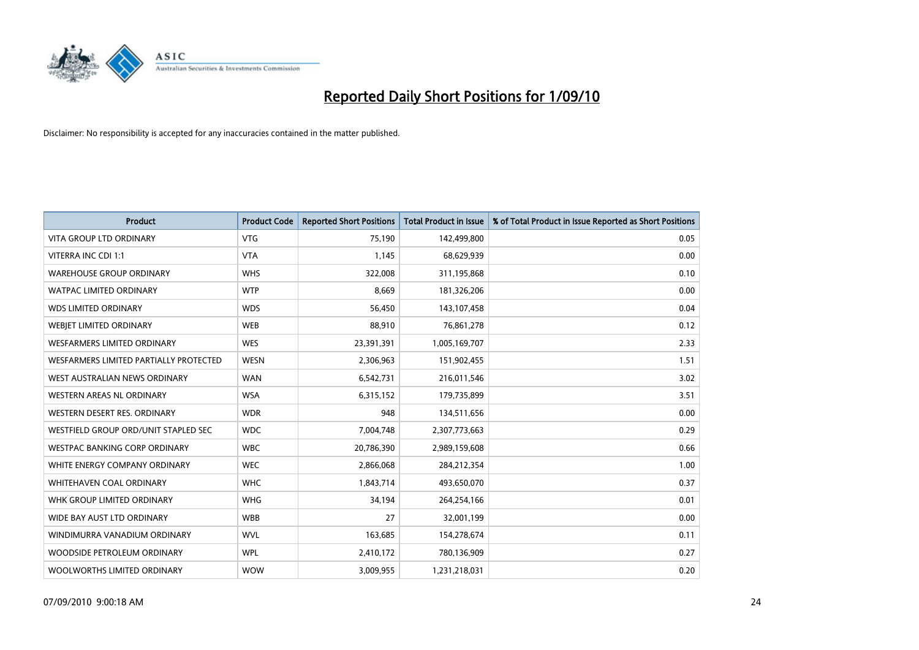# Reported Daily Short Positions for 1/09/10

Disclaimer: No responsibility is accepted for any inaccuracies contained in the matter published.

| Product | Product Code | Reported Short Positions | Total Product in Issue | % of Total Product in Issue Reported as Short Positions |
|---|---|---|---|---|
| VITA GROUP LTD ORDINARY | VTG | 75,190 | 142,499,800 | 0.05 |
| VITERRA INC CDI 1:1 | VTA | 1,145 | 68,629,939 | 0.00 |
| WAREHOUSE GROUP ORDINARY | WHS | 322,008 | 311,195,868 | 0.10 |
| WATPAC LIMITED ORDINARY | WTP | 8,669 | 181,326,206 | 0.00 |
| WDS LIMITED ORDINARY | WDS | 56,450 | 143,107,458 | 0.04 |
| WEBJET LIMITED ORDINARY | WEB | 88,910 | 76,861,278 | 0.12 |
| WESFARMERS LIMITED ORDINARY | WES | 23,391,391 | 1,005,169,707 | 2.33 |
| WESFARMERS LIMITED PARTIALLY PROTECTED | WESN | 2,306,963 | 151,902,455 | 1.51 |
| WEST AUSTRALIAN NEWS ORDINARY | WAN | 6,542,731 | 216,011,546 | 3.02 |
| WESTERN AREAS NL ORDINARY | WSA | 6,315,152 | 179,735,899 | 3.51 |
| WESTERN DESERT RES. ORDINARY | WDR | 948 | 134,511,656 | 0.00 |
| WESTFIELD GROUP ORD/UNIT STAPLED SEC | WDC | 7,004,748 | 2,307,773,663 | 0.29 |
| WESTPAC BANKING CORP ORDINARY | WBC | 20,786,390 | 2,989,159,608 | 0.66 |
| WHITE ENERGY COMPANY ORDINARY | WEC | 2,866,068 | 284,212,354 | 1.00 |
| WHITEHAVEN COAL ORDINARY | WHC | 1,843,714 | 493,650,070 | 0.37 |
| WHK GROUP LIMITED ORDINARY | WHG | 34,194 | 264,254,166 | 0.01 |
| WIDE BAY AUST LTD ORDINARY | WBB | 27 | 32,001,199 | 0.00 |
| WINDIMURRA VANADIUM ORDINARY | WVL | 163,685 | 154,278,674 | 0.11 |
| WOODSIDE PETROLEUM ORDINARY | WPL | 2,410,172 | 780,136,909 | 0.27 |
| WOOLWORTHS LIMITED ORDINARY | WOW | 3,009,955 | 1,231,218,031 | 0.20 |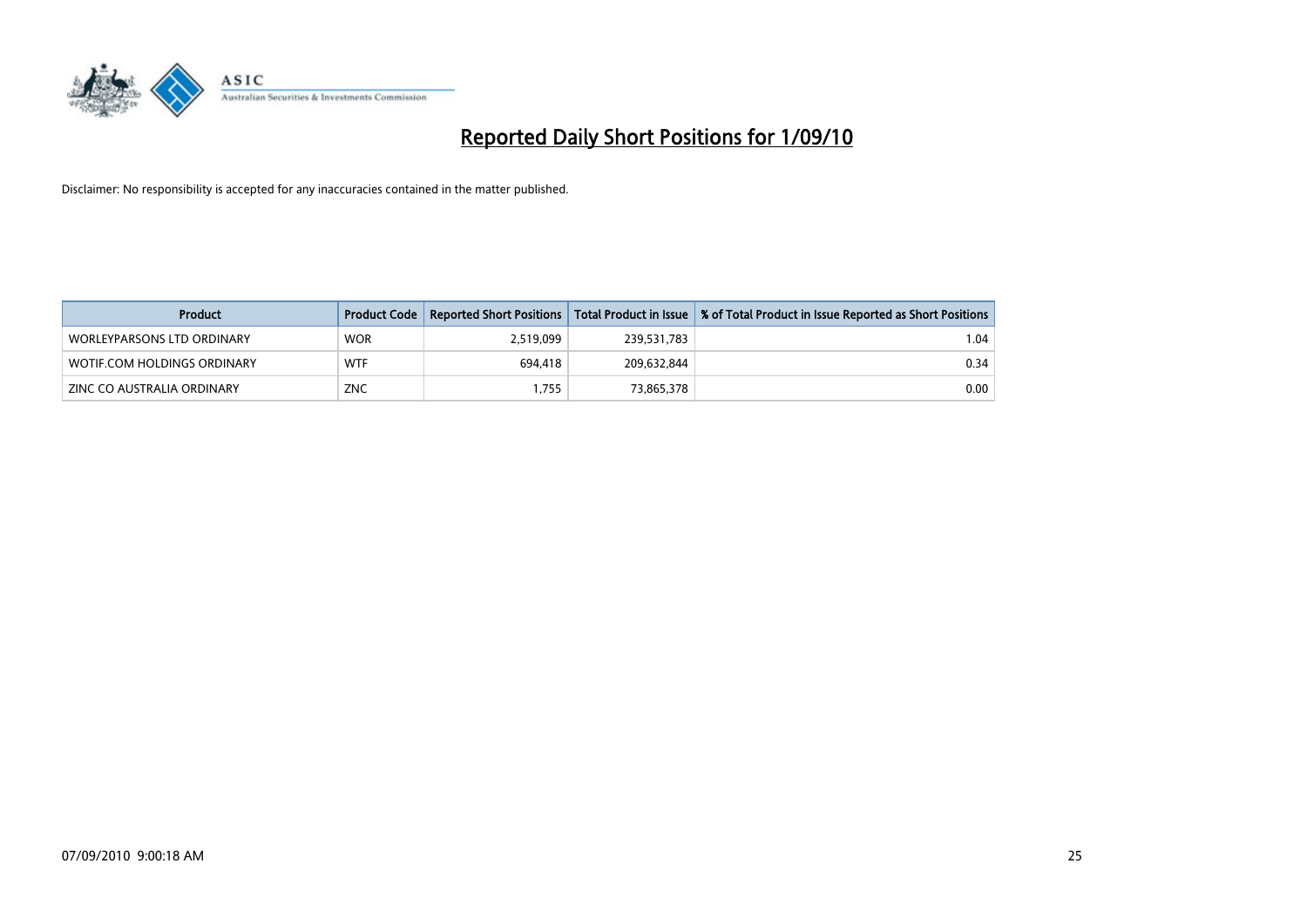# Reported Daily Short Positions for 1/09/10

Disclaimer: No responsibility is accepted for any inaccuracies contained in the matter published.

| Product | Product Code | Reported Short Positions | Total Product in Issue | % of Total Product in Issue Reported as Short Positions |
|---|---|---|---|---|
| WORLEYPARSONS LTD ORDINARY | WOR | 2,519,099 | 239,531,783 | 1.04 |
| WOTIF.COM HOLDINGS ORDINARY | WTF | 694,418 | 209,632,844 | 0.34 |
| ZINC CO AUSTRALIA ORDINARY | ZNC | 1,755 | 73,865,378 | 0.00 |